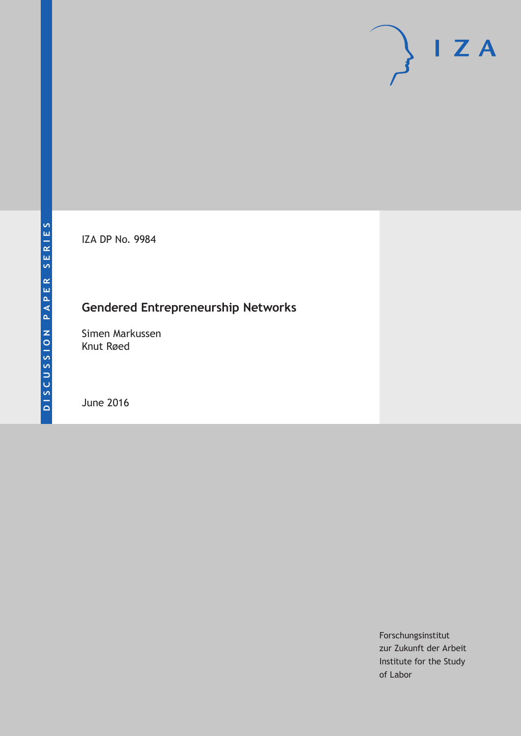IZA DP No. 9984

# Gendered Entrepreneurship Networks

Simen Markussen
Knut Røed

June 2016

Forschungsinstitut
zur Zukunft der Arbeit
Institute for the Study
of Labor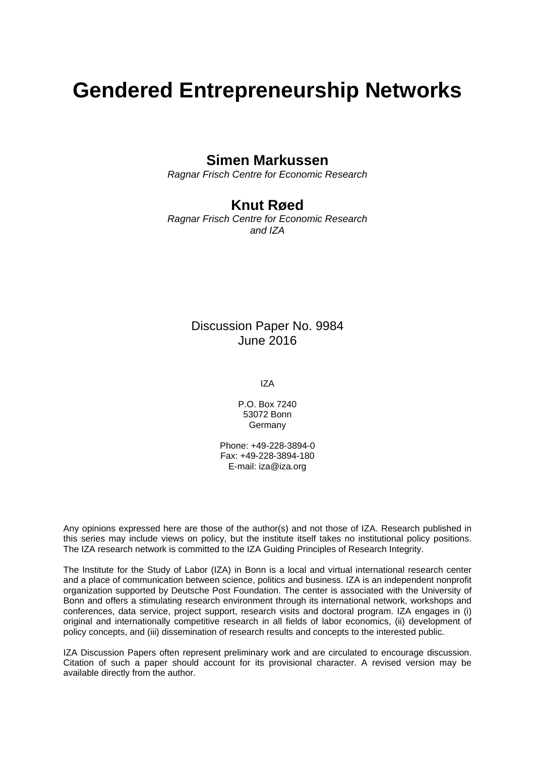# Gendered Entrepreneurship Networks

**Simen Markussen**

*Ragnar Frisch Centre for Economic Research*

**Knut Røed**

*Ragnar Frisch Centre for Economic Research and IZA*

Discussion Paper No. 9984
June 2016

IZA

P.O. Box 7240
53072 Bonn
Germany

Phone: +49-228-3894-0
Fax: +49-228-3894-180
E-mail: iza@iza.org

Any opinions expressed here are those of the author(s) and not those of IZA. Research published in this series may include views on policy, but the institute itself takes no institutional policy positions. The IZA research network is committed to the IZA Guiding Principles of Research Integrity.

The Institute for the Study of Labor (IZA) in Bonn is a local and virtual international research center and a place of communication between science, politics and business. IZA is an independent nonprofit organization supported by Deutsche Post Foundation. The center is associated with the University of Bonn and offers a stimulating research environment through its international network, workshops and conferences, data service, project support, research visits and doctoral program. IZA engages in (i) original and internationally competitive research in all fields of labor economics, (ii) development of policy concepts, and (iii) dissemination of research results and concepts to the interested public.

IZA Discussion Papers often represent preliminary work and are circulated to encourage discussion. Citation of such a paper should account for its provisional character. A revised version may be available directly from the author.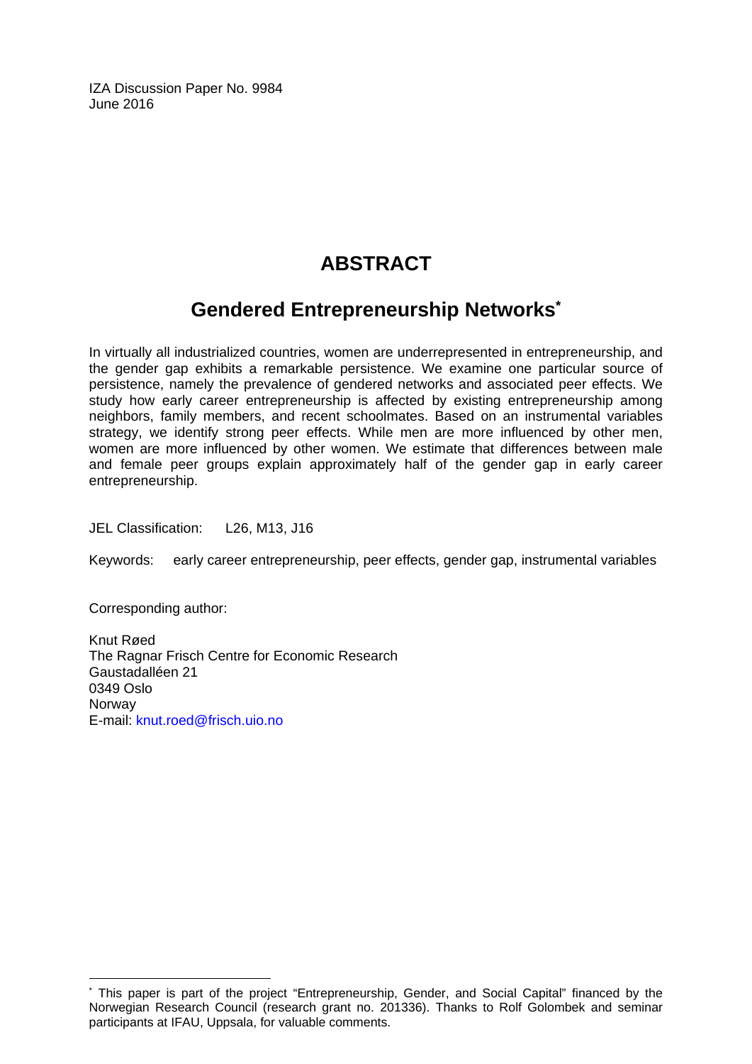IZA Discussion Paper No. 9984
June 2016

# ABSTRACT

## Gendered Entrepreneurship Networks*

In virtually all industrialized countries, women are underrepresented in entrepreneurship, and the gender gap exhibits a remarkable persistence. We examine one particular source of persistence, namely the prevalence of gendered networks and associated peer effects. We study how early career entrepreneurship is affected by existing entrepreneurship among neighbors, family members, and recent schoolmates. Based on an instrumental variables strategy, we identify strong peer effects. While men are more influenced by other men, women are more influenced by other women. We estimate that differences between male and female peer groups explain approximately half of the gender gap in early career entrepreneurship.

JEL Classification: L26, M13, J16

Keywords: early career entrepreneurship, peer effects, gender gap, instrumental variables

Corresponding author:

Knut Røed
The Ragnar Frisch Centre for Economic Research
Gaustadalléen 21
0349 Oslo
Norway
E-mail: knut.roed@frisch.uio.no

---

* This paper is part of the project "Entrepreneurship, Gender, and Social Capital" financed by the Norwegian Research Council (research grant no. 201336). Thanks to Rolf Golombek and seminar participants at IFAU, Uppsala, for valuable comments.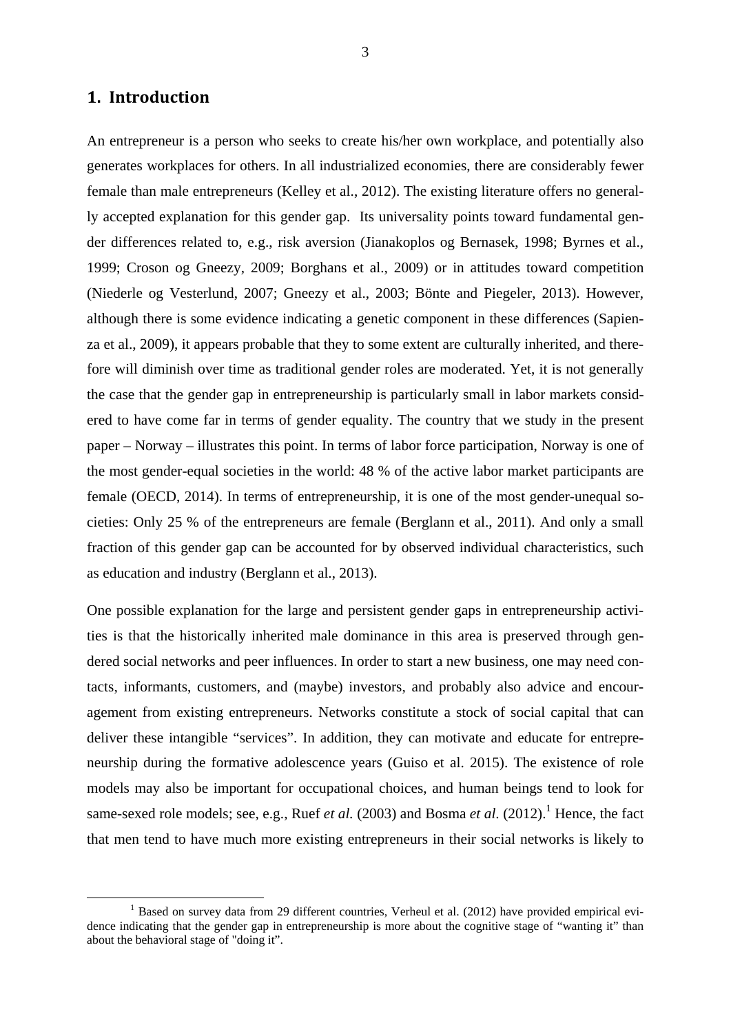## 1. Introduction

An entrepreneur is a person who seeks to create his/her own workplace, and potentially also generates workplaces for others. In all industrialized economies, there are considerably fewer female than male entrepreneurs (Kelley et al., 2012). The existing literature offers no generally accepted explanation for this gender gap. Its universality points toward fundamental gender differences related to, e.g., risk aversion (Jianakoplos og Bernasek, 1998; Byrnes et al., 1999; Croson og Gneezy, 2009; Borghans et al., 2009) or in attitudes toward competition (Niederle og Vesterlund, 2007; Gneezy et al., 2003; Bönte and Piegeler, 2013). However, although there is some evidence indicating a genetic component in these differences (Sapienza et al., 2009), it appears probable that they to some extent are culturally inherited, and therefore will diminish over time as traditional gender roles are moderated. Yet, it is not generally the case that the gender gap in entrepreneurship is particularly small in labor markets considered to have come far in terms of gender equality. The country that we study in the present paper – Norway – illustrates this point. In terms of labor force participation, Norway is one of the most gender-equal societies in the world: 48 % of the active labor market participants are female (OECD, 2014). In terms of entrepreneurship, it is one of the most gender-unequal societies: Only 25 % of the entrepreneurs are female (Berglann et al., 2011). And only a small fraction of this gender gap can be accounted for by observed individual characteristics, such as education and industry (Berglann et al., 2013).

One possible explanation for the large and persistent gender gaps in entrepreneurship activities is that the historically inherited male dominance in this area is preserved through gendered social networks and peer influences. In order to start a new business, one may need contacts, informants, customers, and (maybe) investors, and probably also advice and encouragement from existing entrepreneurs. Networks constitute a stock of social capital that can deliver these intangible "services". In addition, they can motivate and educate for entrepreneurship during the formative adolescence years (Guiso et al. 2015). The existence of role models may also be important for occupational choices, and human beings tend to look for same-sexed role models; see, e.g., Ruef *et al.* (2003) and Bosma *et al*. (2012).[1] Hence, the fact that men tend to have much more existing entrepreneurs in their social networks is likely to

[1] Based on survey data from 29 different countries, Verheul et al. (2012) have provided empirical evidence indicating that the gender gap in entrepreneurship is more about the cognitive stage of "wanting it" than about the behavioral stage of "doing it".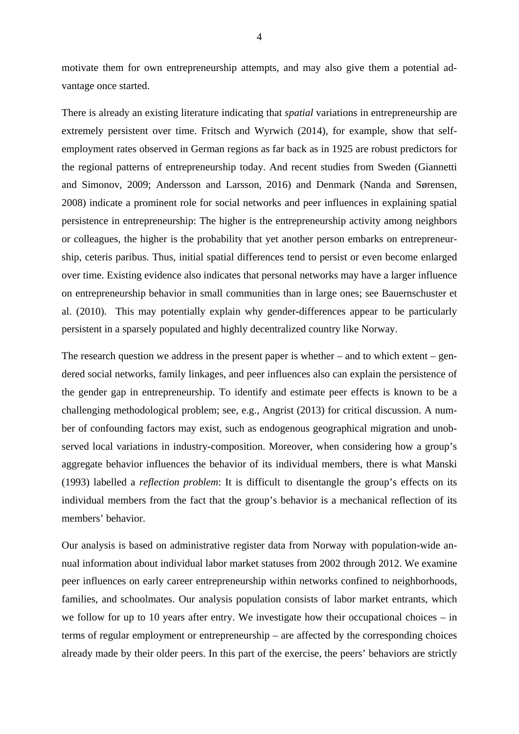motivate them for own entrepreneurship attempts, and may also give them a potential advantage once started.

There is already an existing literature indicating that *spatial* variations in entrepreneurship are extremely persistent over time. Fritsch and Wyrwich (2014), for example, show that self-employment rates observed in German regions as far back as in 1925 are robust predictors for the regional patterns of entrepreneurship today. And recent studies from Sweden (Giannetti and Simonov, 2009; Andersson and Larsson, 2016) and Denmark (Nanda and Sørensen, 2008) indicate a prominent role for social networks and peer influences in explaining spatial persistence in entrepreneurship: The higher is the entrepreneurship activity among neighbors or colleagues, the higher is the probability that yet another person embarks on entrepreneurship, ceteris paribus. Thus, initial spatial differences tend to persist or even become enlarged over time. Existing evidence also indicates that personal networks may have a larger influence on entrepreneurship behavior in small communities than in large ones; see Bauernschuster et al. (2010). This may potentially explain why gender-differences appear to be particularly persistent in a sparsely populated and highly decentralized country like Norway.

The research question we address in the present paper is whether – and to which extent – gendered social networks, family linkages, and peer influences also can explain the persistence of the gender gap in entrepreneurship. To identify and estimate peer effects is known to be a challenging methodological problem; see, e.g., Angrist (2013) for critical discussion. A number of confounding factors may exist, such as endogenous geographical migration and unobserved local variations in industry-composition. Moreover, when considering how a group's aggregate behavior influences the behavior of its individual members, there is what Manski (1993) labelled a *reflection problem*: It is difficult to disentangle the group's effects on its individual members from the fact that the group's behavior is a mechanical reflection of its members' behavior.

Our analysis is based on administrative register data from Norway with population-wide annual information about individual labor market statuses from 2002 through 2012. We examine peer influences on early career entrepreneurship within networks confined to neighborhoods, families, and schoolmates. Our analysis population consists of labor market entrants, which we follow for up to 10 years after entry. We investigate how their occupational choices – in terms of regular employment or entrepreneurship – are affected by the corresponding choices already made by their older peers. In this part of the exercise, the peers' behaviors are strictly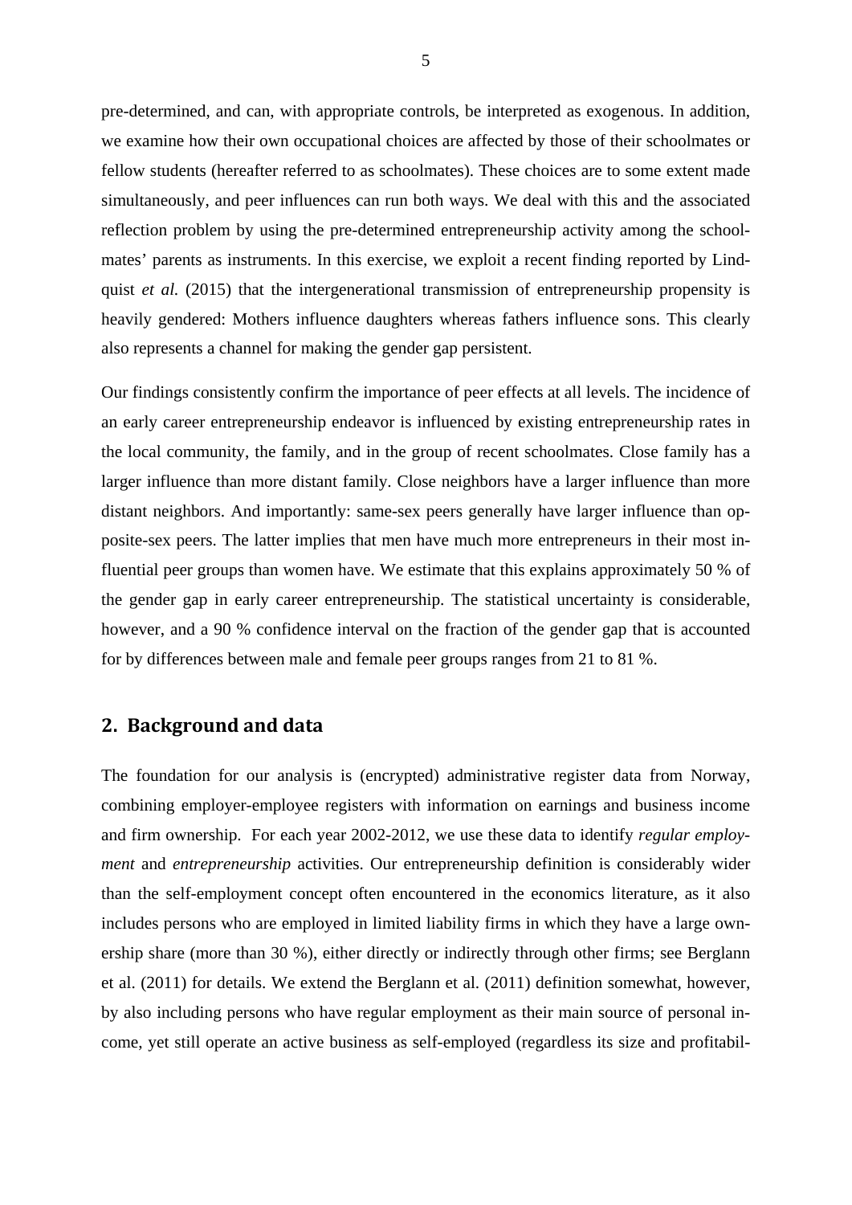pre-determined, and can, with appropriate controls, be interpreted as exogenous. In addition, we examine how their own occupational choices are affected by those of their schoolmates or fellow students (hereafter referred to as schoolmates). These choices are to some extent made simultaneously, and peer influences can run both ways. We deal with this and the associated reflection problem by using the pre-determined entrepreneurship activity among the schoolmates' parents as instruments. In this exercise, we exploit a recent finding reported by Lindquist *et al.* (2015) that the intergenerational transmission of entrepreneurship propensity is heavily gendered: Mothers influence daughters whereas fathers influence sons. This clearly also represents a channel for making the gender gap persistent.

Our findings consistently confirm the importance of peer effects at all levels. The incidence of an early career entrepreneurship endeavor is influenced by existing entrepreneurship rates in the local community, the family, and in the group of recent schoolmates. Close family has a larger influence than more distant family. Close neighbors have a larger influence than more distant neighbors. And importantly: same-sex peers generally have larger influence than opposite-sex peers. The latter implies that men have much more entrepreneurs in their most influential peer groups than women have. We estimate that this explains approximately 50 % of the gender gap in early career entrepreneurship. The statistical uncertainty is considerable, however, and a 90 % confidence interval on the fraction of the gender gap that is accounted for by differences between male and female peer groups ranges from 21 to 81 %.

## 2. Background and data

The foundation for our analysis is (encrypted) administrative register data from Norway, combining employer-employee registers with information on earnings and business income and firm ownership. For each year 2002-2012, we use these data to identify *regular employment* and *entrepreneurship* activities. Our entrepreneurship definition is considerably wider than the self-employment concept often encountered in the economics literature, as it also includes persons who are employed in limited liability firms in which they have a large ownership share (more than 30 %), either directly or indirectly through other firms; see Berglann et al. (2011) for details. We extend the Berglann et al. (2011) definition somewhat, however, by also including persons who have regular employment as their main source of personal income, yet still operate an active business as self-employed (regardless its size and profitabil-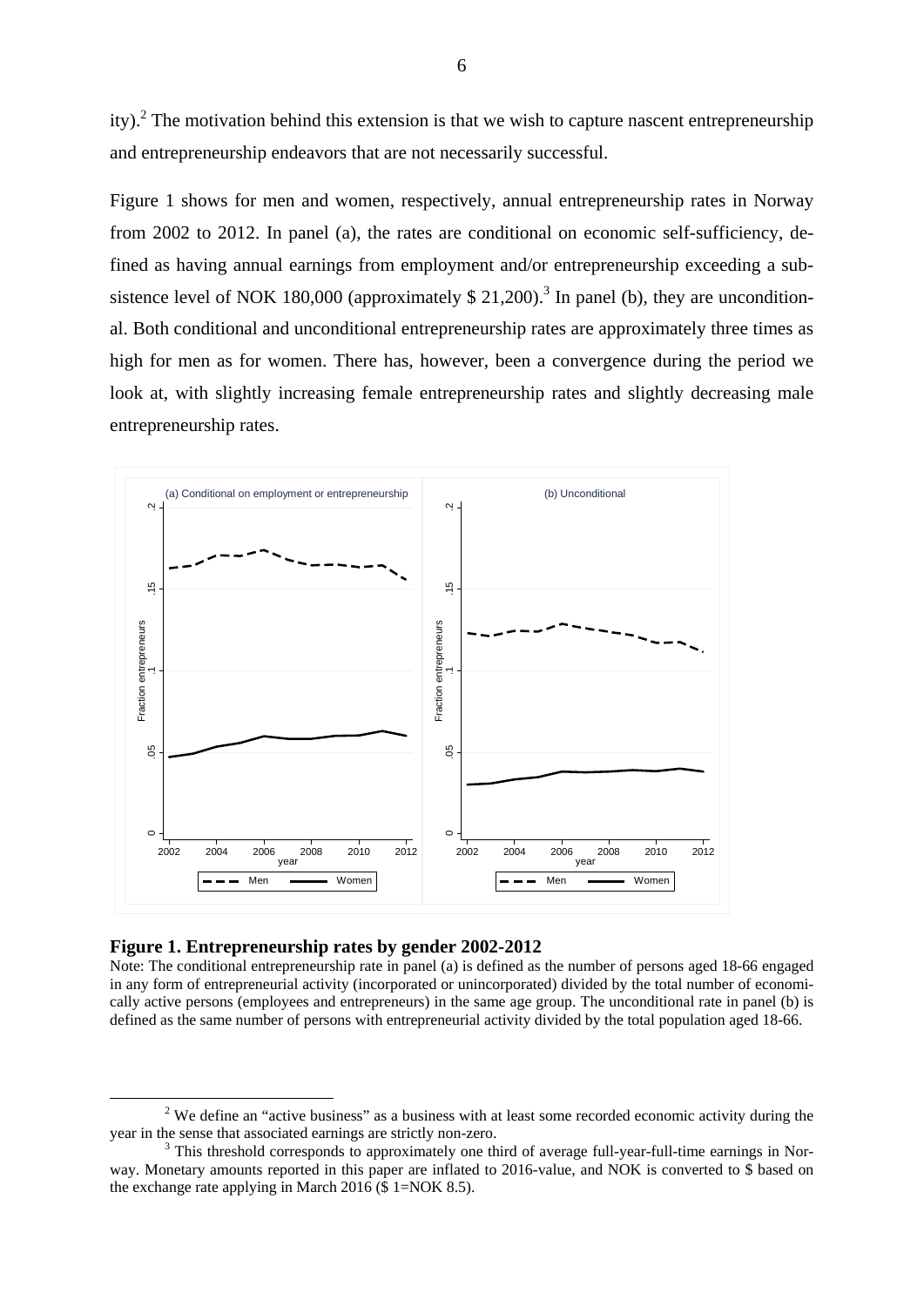ity).[2] The motivation behind this extension is that we wish to capture nascent entrepreneurship and entrepreneurship endeavors that are not necessarily successful.

Figure 1 shows for men and women, respectively, annual entrepreneurship rates in Norway from 2002 to 2012. In panel (a), the rates are conditional on economic self-sufficiency, defined as having annual earnings from employment and/or entrepreneurship exceeding a subsistence level of NOK 180,000 (approximately $ 21,200).[3] In panel (b), they are unconditional. Both conditional and unconditional entrepreneurship rates are approximately three times as high for men as for women. There has, however, been a convergence during the period we look at, with slightly increasing female entrepreneurship rates and slightly decreasing male entrepreneurship rates.

**Figure 1. Entrepreneurship rates by gender 2002-2012**

Note: The conditional entrepreneurship rate in panel (a) is defined as the number of persons aged 18-66 engaged in any form of entrepreneurial activity (incorporated or unincorporated) divided by the total number of economically active persons (employees and entrepreneurs) in the same age group. The unconditional rate in panel (b) is defined as the same number of persons with entrepreneurial activity divided by the total population aged 18-66.

[2] We define an "active business" as a business with at least some recorded economic activity during the year in the sense that associated earnings are strictly non-zero.

[3] This threshold corresponds to approximately one third of average full-year-full-time earnings in Norway. Monetary amounts reported in this paper are inflated to 2016-value, and NOK is converted to $ based on the exchange rate applying in March 2016 ($ 1=NOK 8.5).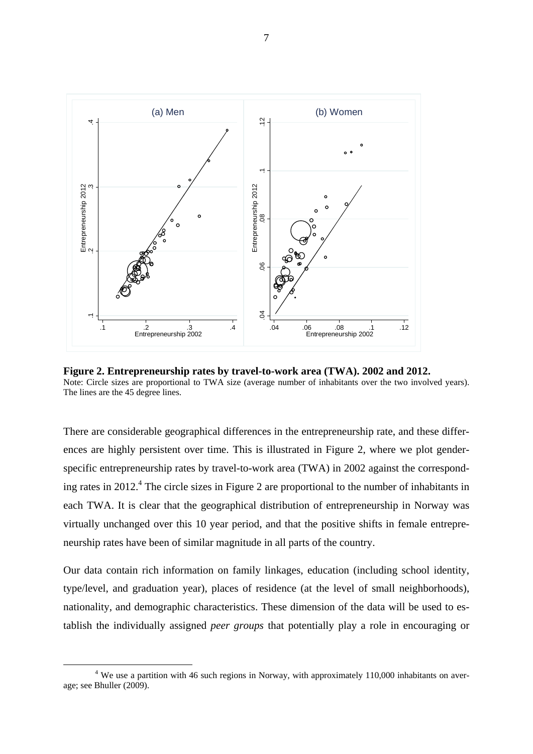**Figure 2. Entrepreneurship rates by travel-to-work area (TWA). 2002 and 2012.**
Note: Circle sizes are proportional to TWA size (average number of inhabitants over the two involved years). The lines are the 45 degree lines.

There are considerable geographical differences in the entrepreneurship rate, and these differences are highly persistent over time. This is illustrated in Figure 2, where we plot gender-specific entrepreneurship rates by travel-to-work area (TWA) in 2002 against the corresponding rates in 2012.[4] The circle sizes in Figure 2 are proportional to the number of inhabitants in each TWA. It is clear that the geographical distribution of entrepreneurship in Norway was virtually unchanged over this 10 year period, and that the positive shifts in female entrepreneurship rates have been of similar magnitude in all parts of the country.

Our data contain rich information on family linkages, education (including school identity, type/level, and graduation year), places of residence (at the level of small neighborhoods), nationality, and demographic characteristics. These dimension of the data will be used to establish the individually assigned *peer groups* that potentially play a role in encouraging or

[4] We use a partition with 46 such regions in Norway, with approximately 110,000 inhabitants on average; see Bhuller (2009).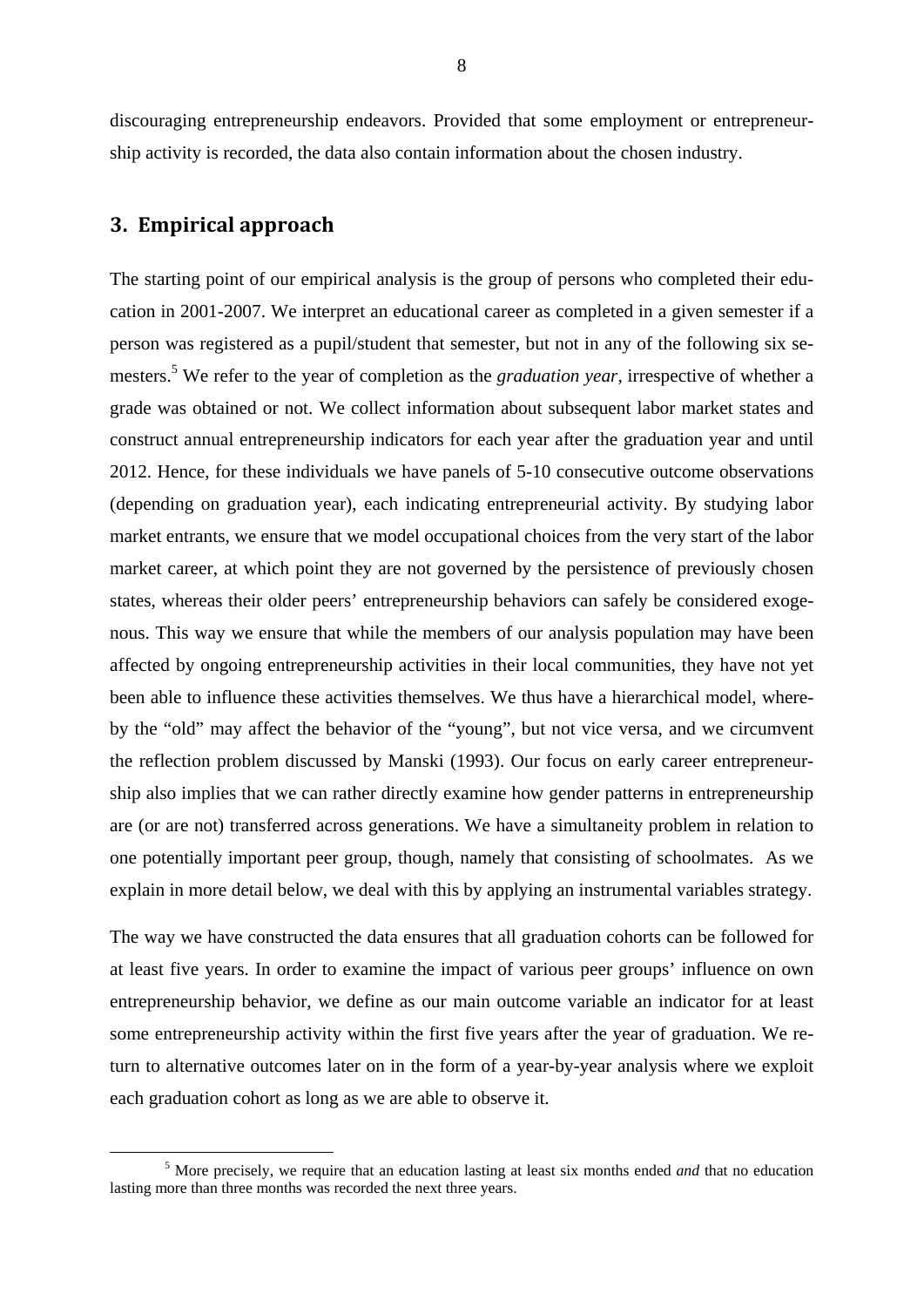discouraging entrepreneurship endeavors. Provided that some employment or entrepreneurship activity is recorded, the data also contain information about the chosen industry.

## 3. Empirical approach

The starting point of our empirical analysis is the group of persons who completed their education in 2001-2007. We interpret an educational career as completed in a given semester if a person was registered as a pupil/student that semester, but not in any of the following six semesters.[5] We refer to the year of completion as the *graduation year*, irrespective of whether a grade was obtained or not. We collect information about subsequent labor market states and construct annual entrepreneurship indicators for each year after the graduation year and until 2012. Hence, for these individuals we have panels of 5-10 consecutive outcome observations (depending on graduation year), each indicating entrepreneurial activity. By studying labor market entrants, we ensure that we model occupational choices from the very start of the labor market career, at which point they are not governed by the persistence of previously chosen states, whereas their older peers' entrepreneurship behaviors can safely be considered exogenous. This way we ensure that while the members of our analysis population may have been affected by ongoing entrepreneurship activities in their local communities, they have not yet been able to influence these activities themselves. We thus have a hierarchical model, whereby the "old" may affect the behavior of the "young", but not vice versa, and we circumvent the reflection problem discussed by Manski (1993). Our focus on early career entrepreneurship also implies that we can rather directly examine how gender patterns in entrepreneurship are (or are not) transferred across generations. We have a simultaneity problem in relation to one potentially important peer group, though, namely that consisting of schoolmates. As we explain in more detail below, we deal with this by applying an instrumental variables strategy.

The way we have constructed the data ensures that all graduation cohorts can be followed for at least five years. In order to examine the impact of various peer groups' influence on own entrepreneurship behavior, we define as our main outcome variable an indicator for at least some entrepreneurship activity within the first five years after the year of graduation. We return to alternative outcomes later on in the form of a year-by-year analysis where we exploit each graduation cohort as long as we are able to observe it.

[5] More precisely, we require that an education lasting at least six months ended *and* that no education lasting more than three months was recorded the next three years.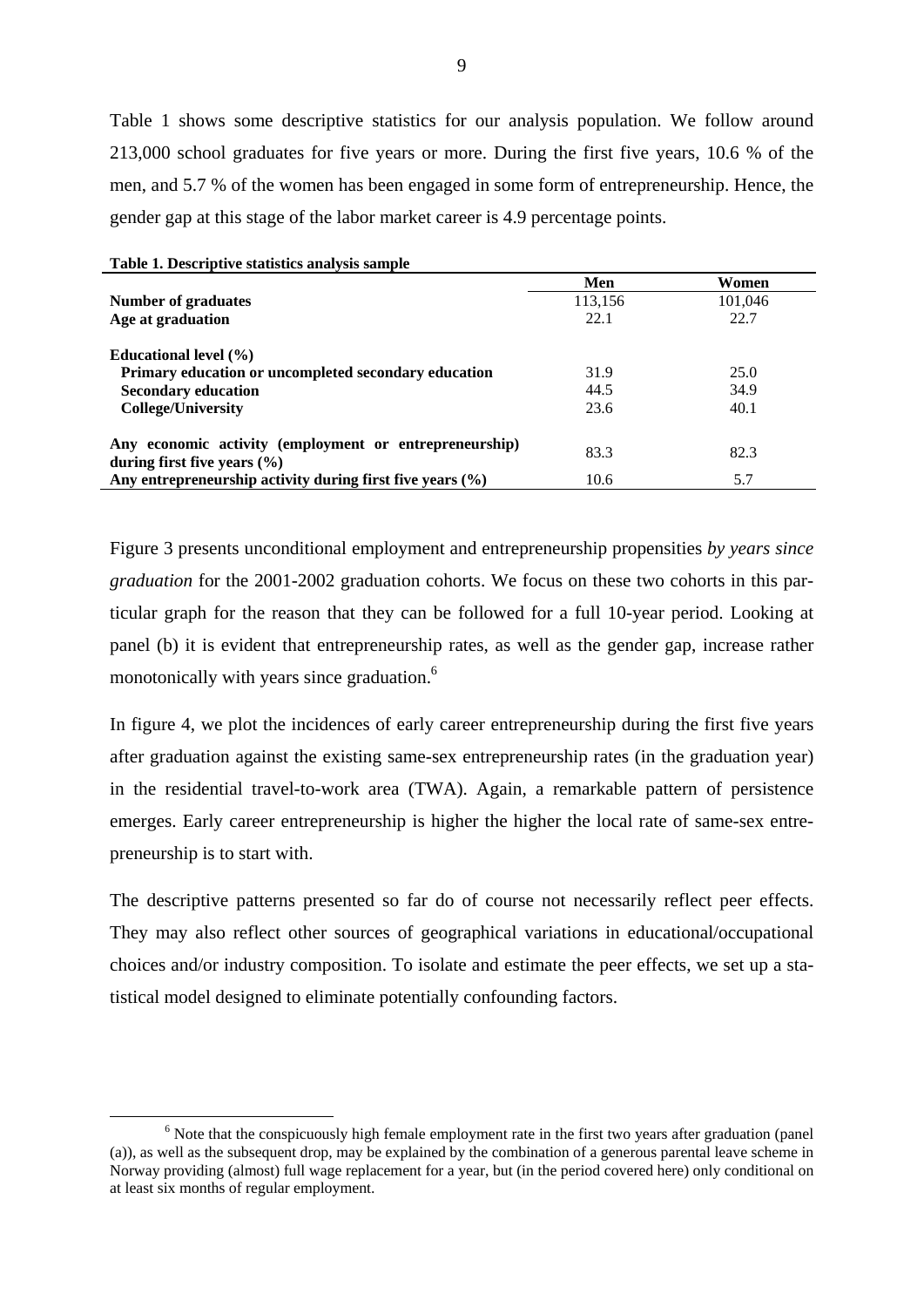Table 1 shows some descriptive statistics for our analysis population. We follow around 213,000 school graduates for five years or more. During the first five years, 10.6 % of the men, and 5.7 % of the women has been engaged in some form of entrepreneurship. Hence, the gender gap at this stage of the labor market career is 4.9 percentage points.

**Table 1. Descriptive statistics analysis sample**

| | Men | Women |
|---|---|---|
| **Number of graduates** | 113,156 | 101,046 |
| **Age at graduation** | 22.1 | 22.7 |
| **Educational level (%)** | | |
| **Primary education or uncompleted secondary education** | 31.9 | 25.0 |
| **Secondary education** | 44.5 | 34.9 |
| **College/University** | 23.6 | 40.1 |
| **Any economic activity (employment or entrepreneurship) during first five years (%)** | 83.3 | 82.3 |
| **Any entrepreneurship activity during first five years (%)** | 10.6 | 5.7 |

Figure 3 presents unconditional employment and entrepreneurship propensities *by years since graduation* for the 2001-2002 graduation cohorts. We focus on these two cohorts in this particular graph for the reason that they can be followed for a full 10-year period. Looking at panel (b) it is evident that entrepreneurship rates, as well as the gender gap, increase rather monotonically with years since graduation.[6]

In figure 4, we plot the incidences of early career entrepreneurship during the first five years after graduation against the existing same-sex entrepreneurship rates (in the graduation year) in the residential travel-to-work area (TWA). Again, a remarkable pattern of persistence emerges. Early career entrepreneurship is higher the higher the local rate of same-sex entrepreneurship is to start with.

The descriptive patterns presented so far do of course not necessarily reflect peer effects. They may also reflect other sources of geographical variations in educational/occupational choices and/or industry composition. To isolate and estimate the peer effects, we set up a statistical model designed to eliminate potentially confounding factors.

[6] Note that the conspicuously high female employment rate in the first two years after graduation (panel (a)), as well as the subsequent drop, may be explained by the combination of a generous parental leave scheme in Norway providing (almost) full wage replacement for a year, but (in the period covered here) only conditional on at least six months of regular employment.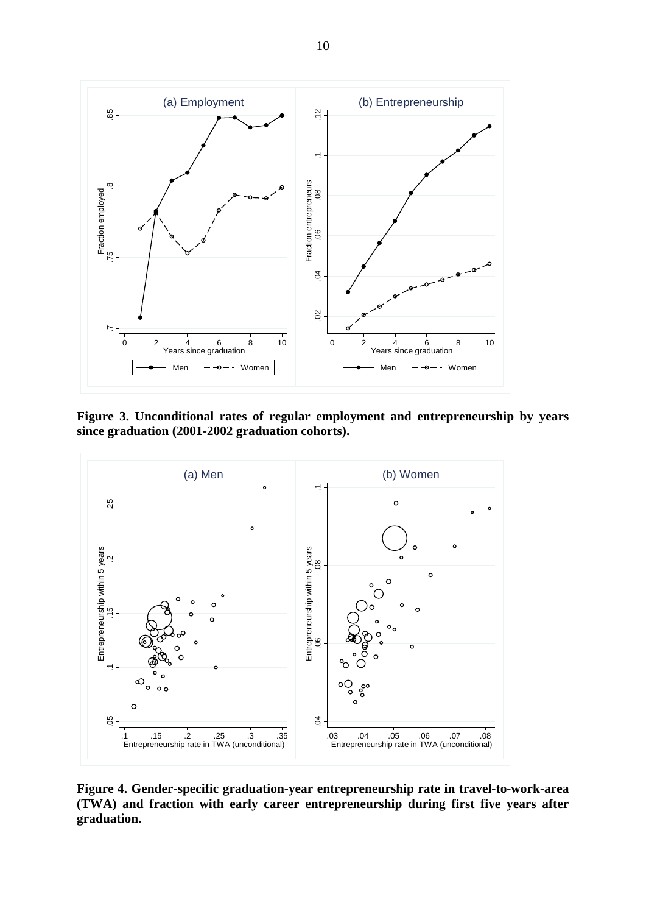**Figure 3. Unconditional rates of regular employment and entrepreneurship by years since graduation (2001-2002 graduation cohorts).**

**Figure 4. Gender-specific graduation-year entrepreneurship rate in travel-to-work-area (TWA) and fraction with early career entrepreneurship during first five years after graduation.**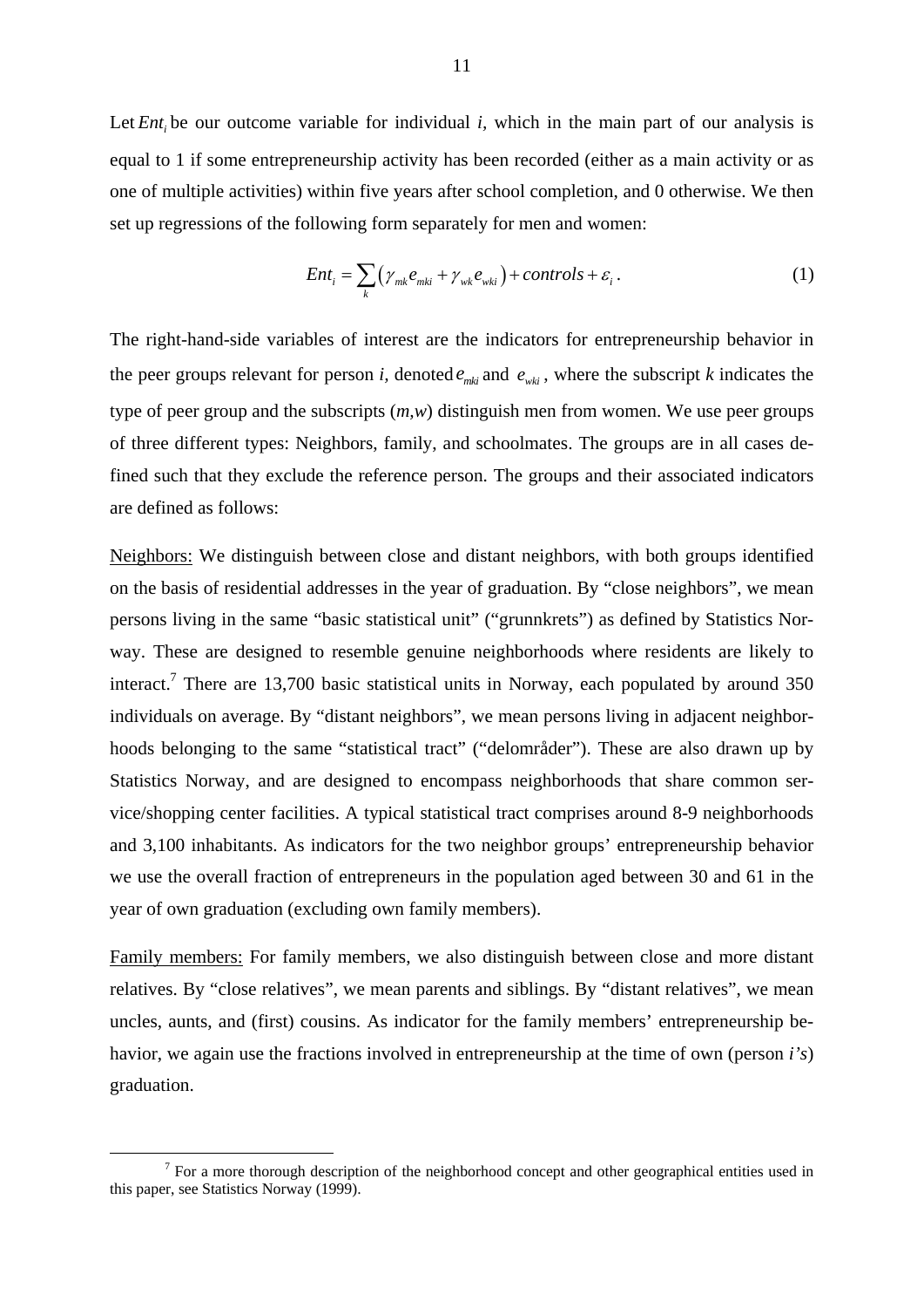Let $Ent_i$ be our outcome variable for individual *i*, which in the main part of our analysis is equal to 1 if some entrepreneurship activity has been recorded (either as a main activity or as one of multiple activities) within five years after school completion, and 0 otherwise. We then set up regressions of the following form separately for men and women:

$$Ent_i = \sum_k \left( \gamma_{mk} e_{mki} + \gamma_{wk} e_{wki} \right) + controls + \varepsilon_i . \tag{1}$$

The right-hand-side variables of interest are the indicators for entrepreneurship behavior in the peer groups relevant for person *i*, denoted $e_{mki}$ and $e_{wki}$, where the subscript *k* indicates the type of peer group and the subscripts (*m*,*w*) distinguish men from women. We use peer groups of three different types: Neighbors, family, and schoolmates. The groups are in all cases defined such that they exclude the reference person. The groups and their associated indicators are defined as follows:

Neighbors: We distinguish between close and distant neighbors, with both groups identified on the basis of residential addresses in the year of graduation. By "close neighbors", we mean persons living in the same "basic statistical unit" ("grunnkrets") as defined by Statistics Norway. These are designed to resemble genuine neighborhoods where residents are likely to interact.[7] There are 13,700 basic statistical units in Norway, each populated by around 350 individuals on average. By "distant neighbors", we mean persons living in adjacent neighborhoods belonging to the same "statistical tract" ("delområder"). These are also drawn up by Statistics Norway, and are designed to encompass neighborhoods that share common service/shopping center facilities. A typical statistical tract comprises around 8-9 neighborhoods and 3,100 inhabitants. As indicators for the two neighbor groups' entrepreneurship behavior we use the overall fraction of entrepreneurs in the population aged between 30 and 61 in the year of own graduation (excluding own family members).

Family members: For family members, we also distinguish between close and more distant relatives. By "close relatives", we mean parents and siblings. By "distant relatives", we mean uncles, aunts, and (first) cousins. As indicator for the family members' entrepreneurship behavior, we again use the fractions involved in entrepreneurship at the time of own (person *i's*) graduation.

[7] For a more thorough description of the neighborhood concept and other geographical entities used in this paper, see Statistics Norway (1999).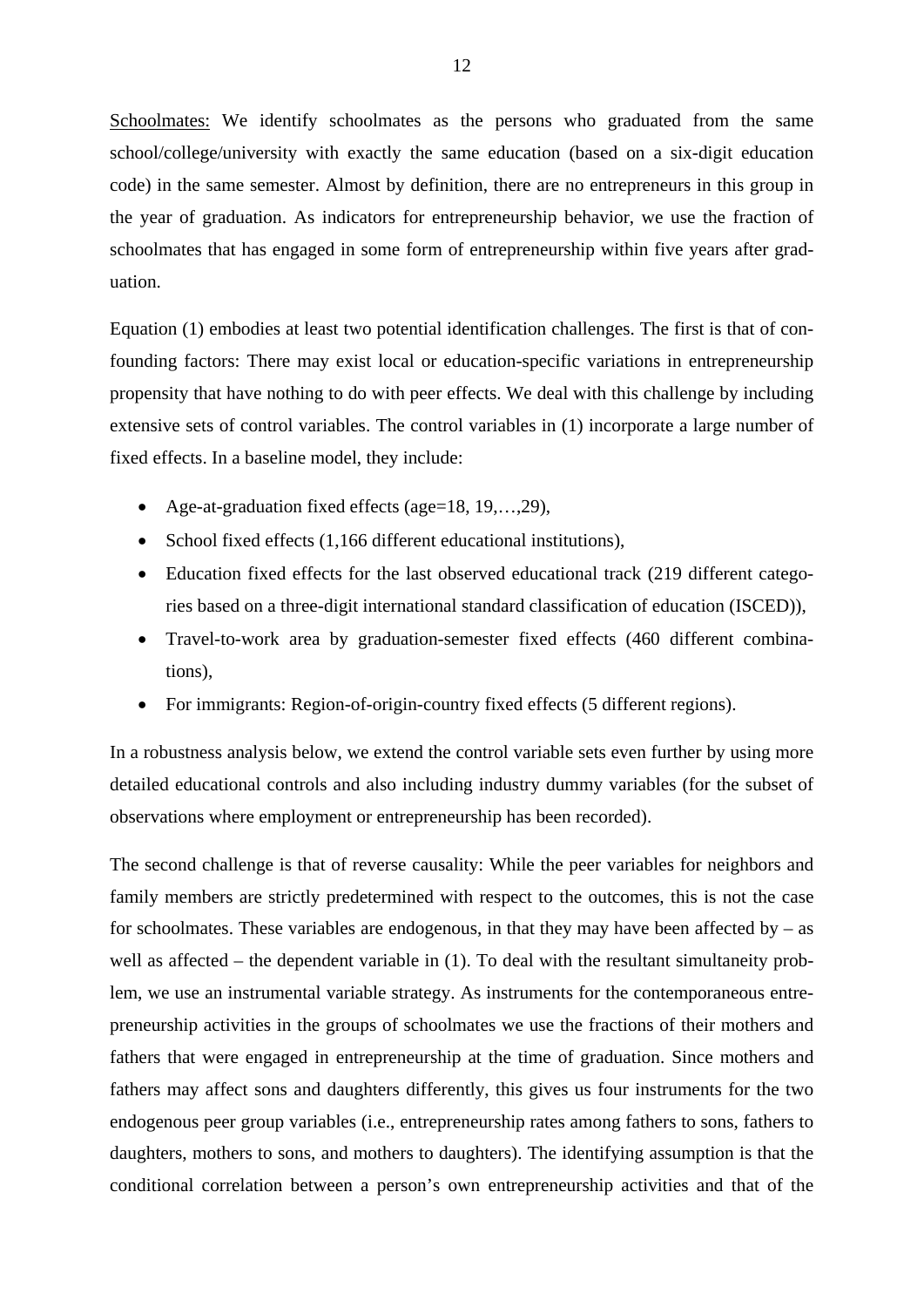Schoolmates: We identify schoolmates as the persons who graduated from the same school/college/university with exactly the same education (based on a six-digit education code) in the same semester. Almost by definition, there are no entrepreneurs in this group in the year of graduation. As indicators for entrepreneurship behavior, we use the fraction of schoolmates that has engaged in some form of entrepreneurship within five years after graduation.

Equation (1) embodies at least two potential identification challenges. The first is that of confounding factors: There may exist local or education-specific variations in entrepreneurship propensity that have nothing to do with peer effects. We deal with this challenge by including extensive sets of control variables. The control variables in (1) incorporate a large number of fixed effects. In a baseline model, they include:

- Age-at-graduation fixed effects (age=18, 19,…,29),
- School fixed effects (1,166 different educational institutions),
- Education fixed effects for the last observed educational track (219 different categories based on a three-digit international standard classification of education (ISCED)),
- Travel-to-work area by graduation-semester fixed effects (460 different combinations),
- For immigrants: Region-of-origin-country fixed effects (5 different regions).

In a robustness analysis below, we extend the control variable sets even further by using more detailed educational controls and also including industry dummy variables (for the subset of observations where employment or entrepreneurship has been recorded).

The second challenge is that of reverse causality: While the peer variables for neighbors and family members are strictly predetermined with respect to the outcomes, this is not the case for schoolmates. These variables are endogenous, in that they may have been affected by – as well as affected – the dependent variable in (1). To deal with the resultant simultaneity problem, we use an instrumental variable strategy. As instruments for the contemporaneous entrepreneurship activities in the groups of schoolmates we use the fractions of their mothers and fathers that were engaged in entrepreneurship at the time of graduation. Since mothers and fathers may affect sons and daughters differently, this gives us four instruments for the two endogenous peer group variables (i.e., entrepreneurship rates among fathers to sons, fathers to daughters, mothers to sons, and mothers to daughters). The identifying assumption is that the conditional correlation between a person's own entrepreneurship activities and that of the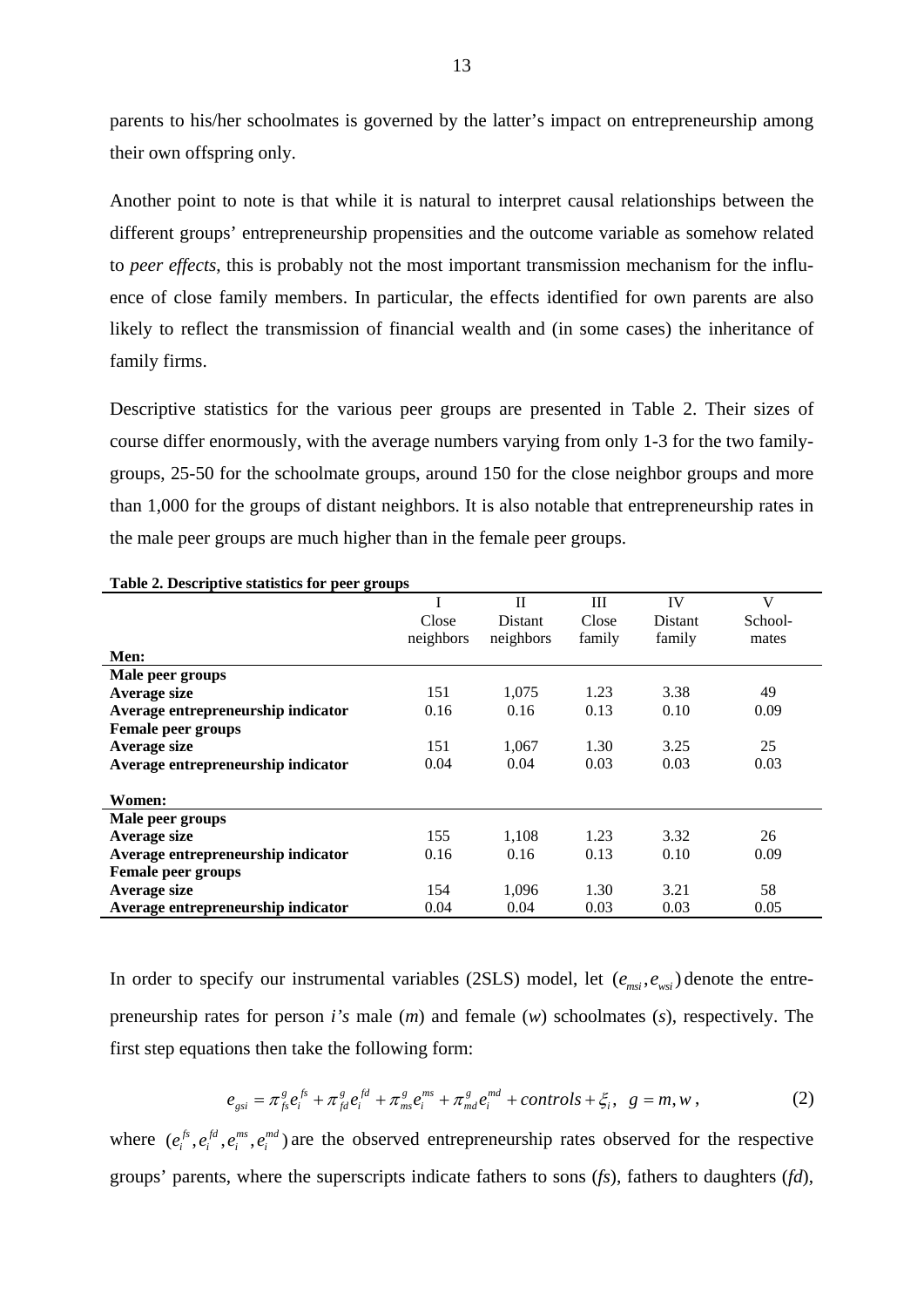parents to his/her schoolmates is governed by the latter's impact on entrepreneurship among their own offspring only.

Another point to note is that while it is natural to interpret causal relationships between the different groups' entrepreneurship propensities and the outcome variable as somehow related to *peer effects*, this is probably not the most important transmission mechanism for the influence of close family members. In particular, the effects identified for own parents are also likely to reflect the transmission of financial wealth and (in some cases) the inheritance of family firms.

Descriptive statistics for the various peer groups are presented in Table 2. Their sizes of course differ enormously, with the average numbers varying from only 1-3 for the two family-groups, 25-50 for the schoolmate groups, around 150 for the close neighbor groups and more than 1,000 for the groups of distant neighbors. It is also notable that entrepreneurship rates in the male peer groups are much higher than in the female peer groups.

**Table 2. Descriptive statistics for peer groups**

| | I<br>Close<br>neighbors | II<br>Distant<br>neighbors | III<br>Close<br>family | IV<br>Distant<br>family | V<br>School-<br>mates |
|---|---|---|---|---|---|
| **Men:** | | | | | |
| **Male peer groups** | | | | | |
| **Average size** | 151 | 1,075 | 1.23 | 3.38 | 49 |
| **Average entrepreneurship indicator** | 0.16 | 0.16 | 0.13 | 0.10 | 0.09 |
| **Female peer groups** | | | | | |
| **Average size** | 151 | 1,067 | 1.30 | 3.25 | 25 |
| **Average entrepreneurship indicator** | 0.04 | 0.04 | 0.03 | 0.03 | 0.03 |
| **Women:** | | | | | |
| **Male peer groups** | | | | | |
| **Average size** | 155 | 1,108 | 1.23 | 3.32 | 26 |
| **Average entrepreneurship indicator** | 0.16 | 0.16 | 0.13 | 0.10 | 0.09 |
| **Female peer groups** | | | | | |
| **Average size** | 154 | 1,096 | 1.30 | 3.21 | 58 |
| **Average entrepreneurship indicator** | 0.04 | 0.04 | 0.03 | 0.03 | 0.05 |

In order to specify our instrumental variables (2SLS) model, let $(e_{msi}, e_{wsi})$ denote the entrepreneurship rates for person *i's* male (*m*) and female (*w*) schoolmates (*s*), respectively. The first step equations then take the following form:

$$e_{gsi} = \pi_{fs}^{g} e_i^{fs} + \pi_{fd}^{g} e_i^{fd} + \pi_{ms}^{g} e_i^{ms} + \pi_{md}^{g} e_i^{md} + controls + \xi_i, \quad g = m, w, \tag{2}$$

where $(e_i^{fs}, e_i^{fd}, e_i^{ms}, e_i^{md})$ are the observed entrepreneurship rates observed for the respective groups' parents, where the superscripts indicate fathers to sons (*fs*), fathers to daughters (*fd*),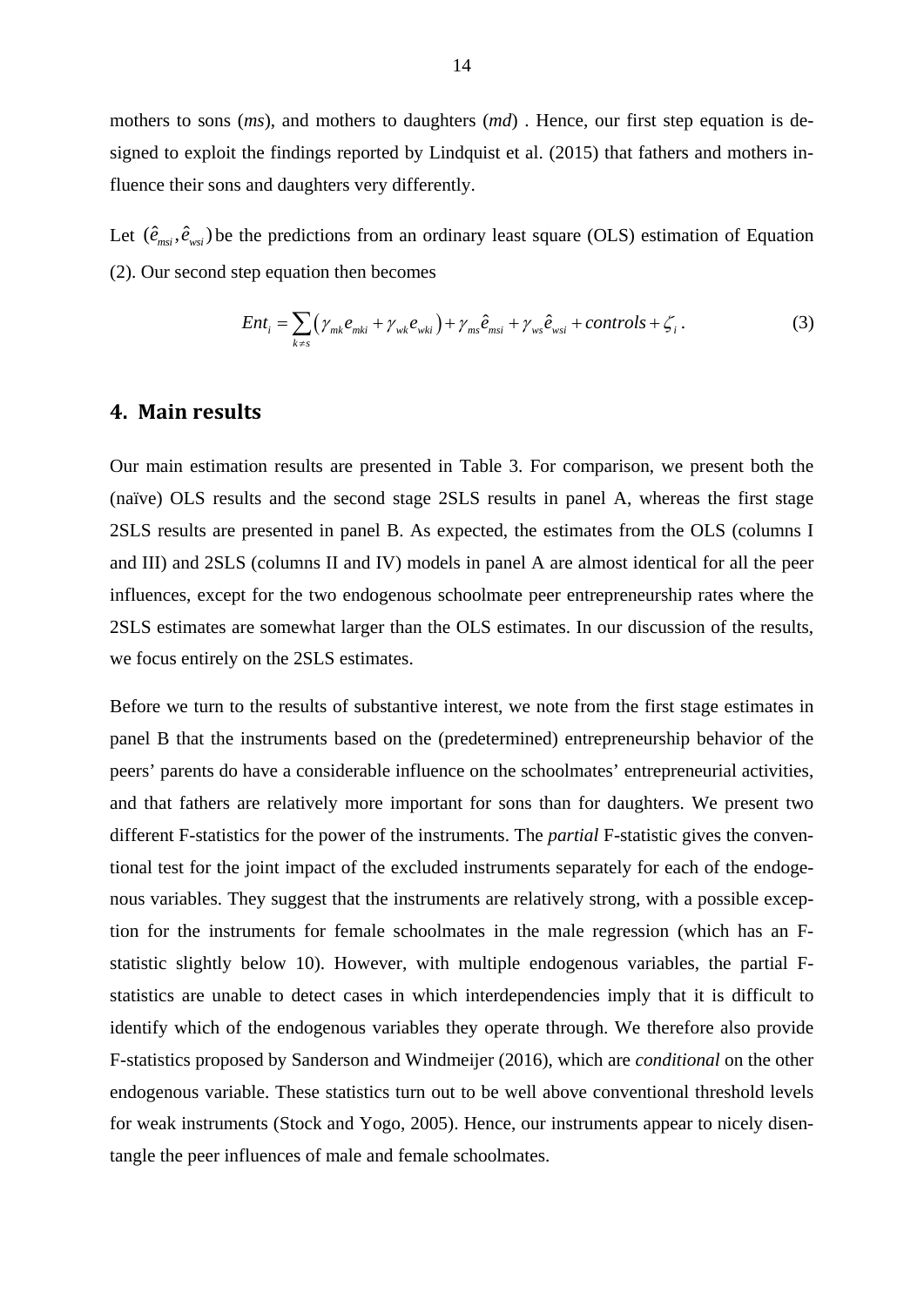mothers to sons (*ms*), and mothers to daughters (*md*) . Hence, our first step equation is designed to exploit the findings reported by Lindquist et al. (2015) that fathers and mothers influence their sons and daughters very differently.

Let $(\hat{e}_{msi}, \hat{e}_{wsi})$ be the predictions from an ordinary least square (OLS) estimation of Equation (2). Our second step equation then becomes

$$Ent_i = \sum_{k \neq s} \left( \gamma_{mk} e_{mki} + \gamma_{wk} e_{wki} \right) + \gamma_{ms} \hat{e}_{msi} + \gamma_{ws} \hat{e}_{wsi} + controls + \zeta_i \,. \tag{3}$$

## 4. Main results

Our main estimation results are presented in Table 3. For comparison, we present both the (naïve) OLS results and the second stage 2SLS results in panel A, whereas the first stage 2SLS results are presented in panel B. As expected, the estimates from the OLS (columns I and III) and 2SLS (columns II and IV) models in panel A are almost identical for all the peer influences, except for the two endogenous schoolmate peer entrepreneurship rates where the 2SLS estimates are somewhat larger than the OLS estimates. In our discussion of the results, we focus entirely on the 2SLS estimates.

Before we turn to the results of substantive interest, we note from the first stage estimates in panel B that the instruments based on the (predetermined) entrepreneurship behavior of the peers' parents do have a considerable influence on the schoolmates' entrepreneurial activities, and that fathers are relatively more important for sons than for daughters. We present two different F-statistics for the power of the instruments. The *partial* F-statistic gives the conventional test for the joint impact of the excluded instruments separately for each of the endogenous variables. They suggest that the instruments are relatively strong, with a possible exception for the instruments for female schoolmates in the male regression (which has an F-statistic slightly below 10). However, with multiple endogenous variables, the partial F-statistics are unable to detect cases in which interdependencies imply that it is difficult to identify which of the endogenous variables they operate through. We therefore also provide F-statistics proposed by Sanderson and Windmeijer (2016), which are *conditional* on the other endogenous variable. These statistics turn out to be well above conventional threshold levels for weak instruments (Stock and Yogo, 2005). Hence, our instruments appear to nicely disentangle the peer influences of male and female schoolmates.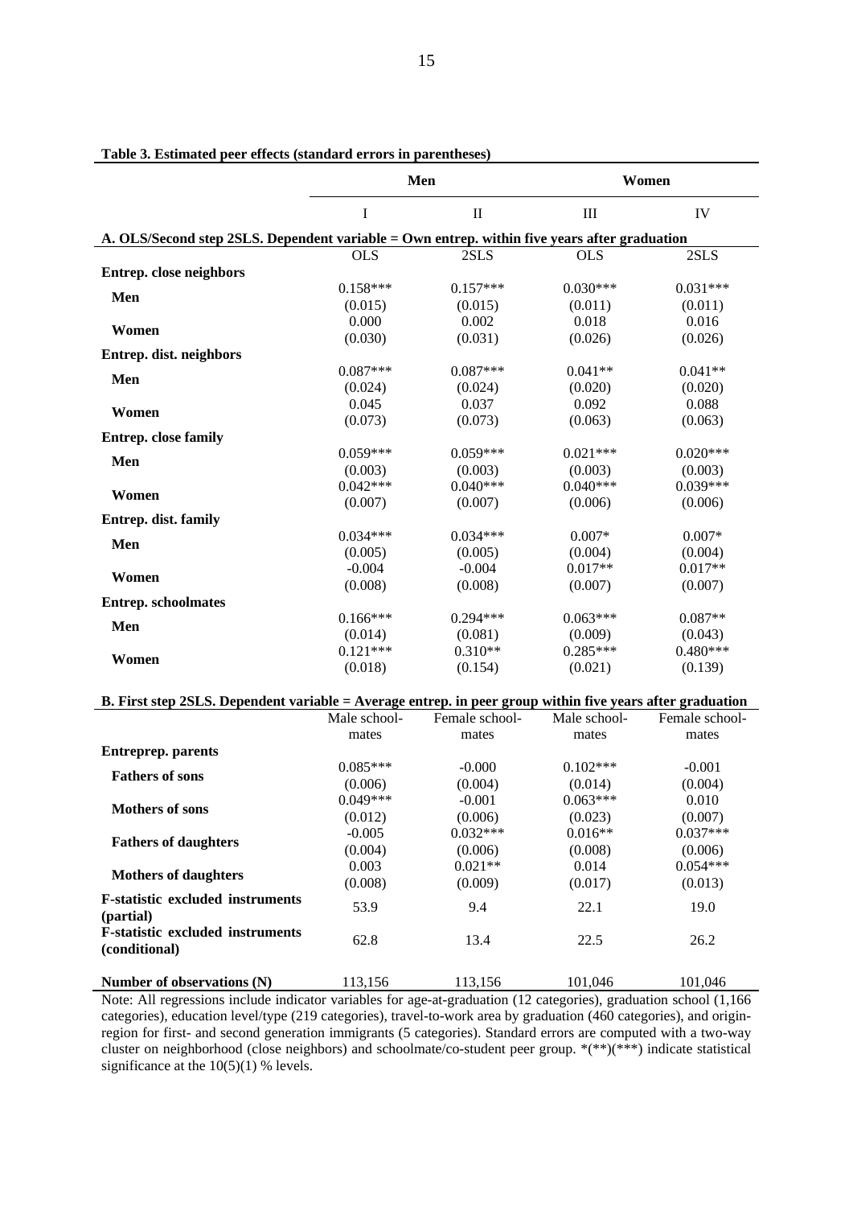**Table 3. Estimated peer effects (standard errors in parentheses)**

| | Men | | Women | |
|---|---|---|---|---|
| | I | II | III | IV |
| **A. OLS/Second step 2SLS. Dependent variable = Own entrep. within five years after graduation** | | | | |
| | OLS | 2SLS | OLS | 2SLS |
| **Entrep. close neighbors** | | | | |
| Men | 0.158*** | 0.157*** | 0.030*** | 0.031*** |
| | (0.015) | (0.015) | (0.011) | (0.011) |
| Women | 0.000 | 0.002 | 0.018 | 0.016 |
| | (0.030) | (0.031) | (0.026) | (0.026) |
| **Entrep. dist. neighbors** | | | | |
| Men | 0.087*** | 0.087*** | 0.041** | 0.041** |
| | (0.024) | (0.024) | (0.020) | (0.020) |
| Women | 0.045 | 0.037 | 0.092 | 0.088 |
| | (0.073) | (0.073) | (0.063) | (0.063) |
| **Entrep. close family** | | | | |
| Men | 0.059*** | 0.059*** | 0.021*** | 0.020*** |
| | (0.003) | (0.003) | (0.003) | (0.003) |
| Women | 0.042*** | 0.040*** | 0.040*** | 0.039*** |
| | (0.007) | (0.007) | (0.006) | (0.006) |
| **Entrep. dist. family** | | | | |
| Men | 0.034*** | 0.034*** | 0.007* | 0.007* |
| | (0.005) | (0.005) | (0.004) | (0.004) |
| Women | -0.004 | -0.004 | 0.017** | 0.017** |
| | (0.008) | (0.008) | (0.007) | (0.007) |
| **Entrep. schoolmates** | | | | |
| Men | 0.166*** | 0.294*** | 0.063*** | 0.087** |
| | (0.014) | (0.081) | (0.009) | (0.043) |
| Women | 0.121*** | 0.310** | 0.285*** | 0.480*** |
| | (0.018) | (0.154) | (0.021) | (0.139) |
| **B. First step 2SLS. Dependent variable = Average entrep. in peer group within five years after graduation** | | | | |
| | Male schoolmates | Female schoolmates | Male schoolmates | Female schoolmates |
| **Entreprep. parents** | | | | |
| Fathers of sons | 0.085*** | -0.000 | 0.102*** | -0.001 |
| | (0.006) | (0.004) | (0.014) | (0.004) |
| Mothers of sons | 0.049*** | -0.001 | 0.063*** | 0.010 |
| | (0.012) | (0.006) | (0.023) | (0.007) |
| Fathers of daughters | -0.005 | 0.032*** | 0.016** | 0.037*** |
| | (0.004) | (0.006) | (0.008) | (0.006) |
| Mothers of daughters | 0.003 | 0.021** | 0.014 | 0.054*** |
| | (0.008) | (0.009) | (0.017) | (0.013) |
| **F-statistic excluded instruments (partial)** | 53.9 | 9.4 | 22.1 | 19.0 |
| **F-statistic excluded instruments (conditional)** | 62.8 | 13.4 | 22.5 | 26.2 |
| **Number of observations (N)** | 113,156 | 113,156 | 101,046 | 101,046 |

Note: All regressions include indicator variables for age-at-graduation (12 categories), graduation school (1,166 categories), education level/type (219 categories), travel-to-work area by graduation (460 categories), and origin-region for first- and second generation immigrants (5 categories). Standard errors are computed with a two-way cluster on neighborhood (close neighbors) and schoolmate/co-student peer group. *(**)(***) indicate statistical significance at the 10(5)(1) % levels.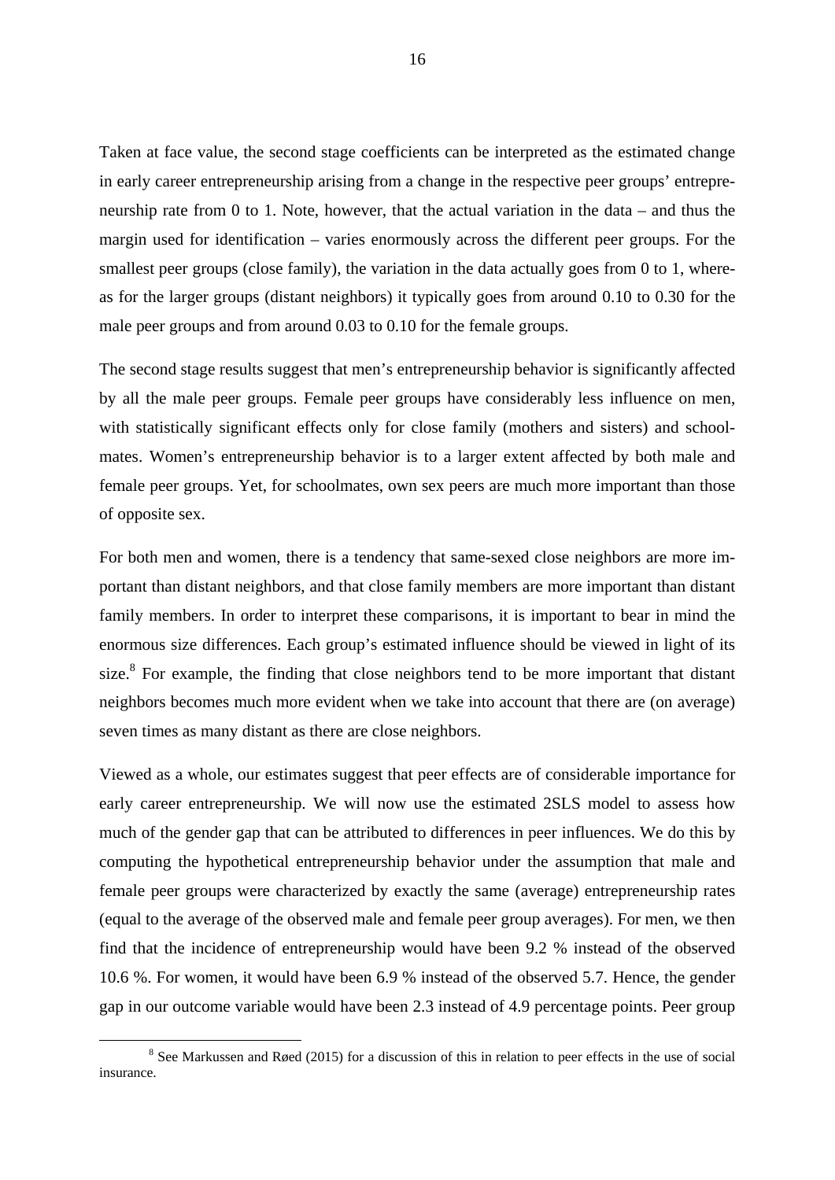Taken at face value, the second stage coefficients can be interpreted as the estimated change in early career entrepreneurship arising from a change in the respective peer groups' entrepreneurship rate from 0 to 1. Note, however, that the actual variation in the data – and thus the margin used for identification – varies enormously across the different peer groups. For the smallest peer groups (close family), the variation in the data actually goes from 0 to 1, whereas for the larger groups (distant neighbors) it typically goes from around 0.10 to 0.30 for the male peer groups and from around 0.03 to 0.10 for the female groups.

The second stage results suggest that men's entrepreneurship behavior is significantly affected by all the male peer groups. Female peer groups have considerably less influence on men, with statistically significant effects only for close family (mothers and sisters) and schoolmates. Women's entrepreneurship behavior is to a larger extent affected by both male and female peer groups. Yet, for schoolmates, own sex peers are much more important than those of opposite sex.

For both men and women, there is a tendency that same-sexed close neighbors are more important than distant neighbors, and that close family members are more important than distant family members. In order to interpret these comparisons, it is important to bear in mind the enormous size differences. Each group's estimated influence should be viewed in light of its size.[8] For example, the finding that close neighbors tend to be more important that distant neighbors becomes much more evident when we take into account that there are (on average) seven times as many distant as there are close neighbors.

Viewed as a whole, our estimates suggest that peer effects are of considerable importance for early career entrepreneurship. We will now use the estimated 2SLS model to assess how much of the gender gap that can be attributed to differences in peer influences. We do this by computing the hypothetical entrepreneurship behavior under the assumption that male and female peer groups were characterized by exactly the same (average) entrepreneurship rates (equal to the average of the observed male and female peer group averages). For men, we then find that the incidence of entrepreneurship would have been 9.2 % instead of the observed 10.6 %. For women, it would have been 6.9 % instead of the observed 5.7. Hence, the gender gap in our outcome variable would have been 2.3 instead of 4.9 percentage points. Peer group

[8] See Markussen and Røed (2015) for a discussion of this in relation to peer effects in the use of social insurance.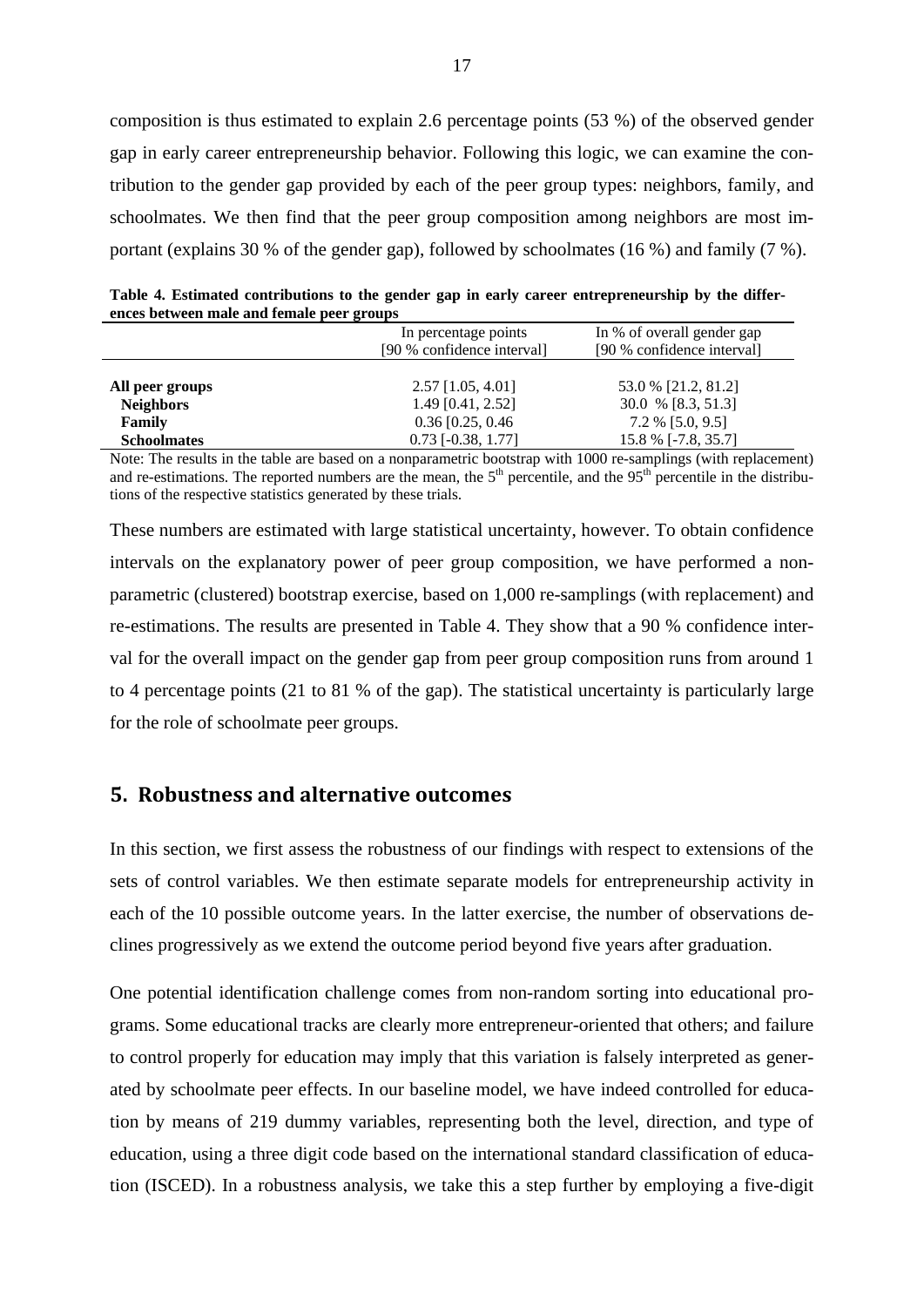composition is thus estimated to explain 2.6 percentage points (53 %) of the observed gender gap in early career entrepreneurship behavior. Following this logic, we can examine the contribution to the gender gap provided by each of the peer group types: neighbors, family, and schoolmates. We then find that the peer group composition among neighbors are most important (explains 30 % of the gender gap), followed by schoolmates (16 %) and family (7 %).

**Table 4. Estimated contributions to the gender gap in early career entrepreneurship by the differences between male and female peer groups**

| | In percentage points [90 % confidence interval] | In % of overall gender gap [90 % confidence interval] |
|---|---|---|
| **All peer groups** | 2.57 [1.05, 4.01] | 53.0 % [21.2, 81.2] |
| **Neighbors** | 1.49 [0.41, 2.52] | 30.0 % [8.3, 51.3] |
| **Family** | 0.36 [0.25, 0.46 | 7.2 % [5.0, 9.5] |
| **Schoolmates** | 0.73 [-0.38, 1.77] | 15.8 % [-7.8, 35.7] |

Note: The results in the table are based on a nonparametric bootstrap with 1000 re-samplings (with replacement) and re-estimations. The reported numbers are the mean, the 5th percentile, and the 95th percentile in the distributions of the respective statistics generated by these trials.

These numbers are estimated with large statistical uncertainty, however. To obtain confidence intervals on the explanatory power of peer group composition, we have performed a non-parametric (clustered) bootstrap exercise, based on 1,000 re-samplings (with replacement) and re-estimations. The results are presented in Table 4. They show that a 90 % confidence interval for the overall impact on the gender gap from peer group composition runs from around 1 to 4 percentage points (21 to 81 % of the gap). The statistical uncertainty is particularly large for the role of schoolmate peer groups.

## 5. Robustness and alternative outcomes

In this section, we first assess the robustness of our findings with respect to extensions of the sets of control variables. We then estimate separate models for entrepreneurship activity in each of the 10 possible outcome years. In the latter exercise, the number of observations declines progressively as we extend the outcome period beyond five years after graduation.

One potential identification challenge comes from non-random sorting into educational programs. Some educational tracks are clearly more entrepreneur-oriented that others; and failure to control properly for education may imply that this variation is falsely interpreted as generated by schoolmate peer effects. In our baseline model, we have indeed controlled for education by means of 219 dummy variables, representing both the level, direction, and type of education, using a three digit code based on the international standard classification of education (ISCED). In a robustness analysis, we take this a step further by employing a five-digit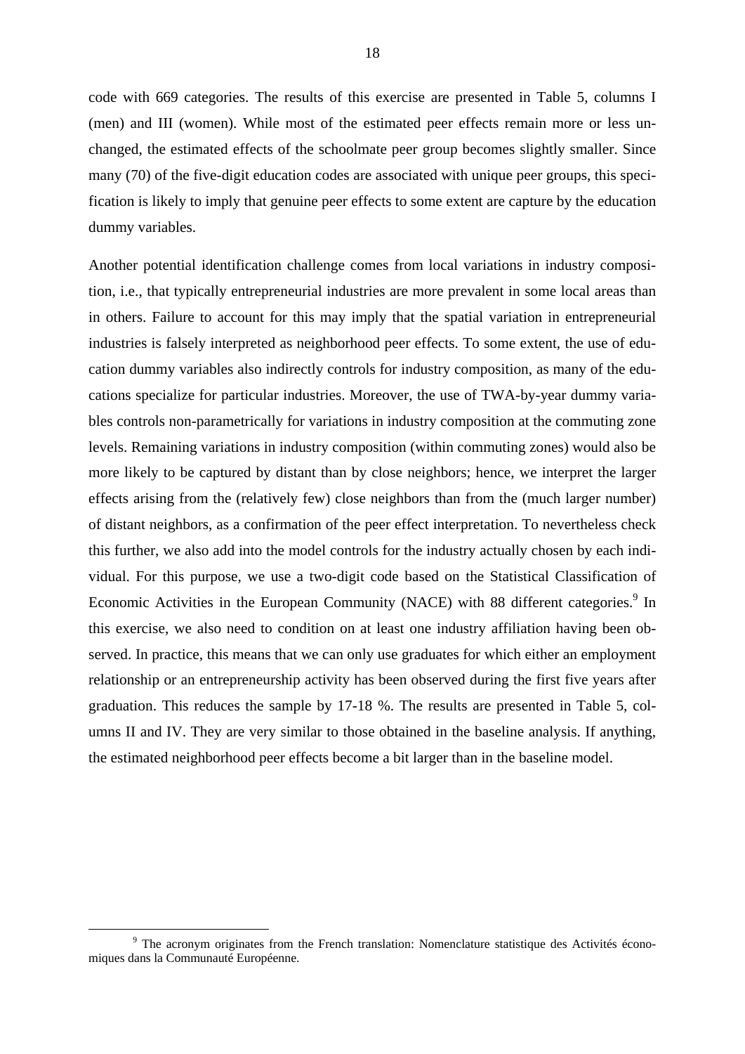code with 669 categories. The results of this exercise are presented in Table 5, columns I (men) and III (women). While most of the estimated peer effects remain more or less unchanged, the estimated effects of the schoolmate peer group becomes slightly smaller. Since many (70) of the five-digit education codes are associated with unique peer groups, this specification is likely to imply that genuine peer effects to some extent are capture by the education dummy variables.

Another potential identification challenge comes from local variations in industry composition, i.e., that typically entrepreneurial industries are more prevalent in some local areas than in others. Failure to account for this may imply that the spatial variation in entrepreneurial industries is falsely interpreted as neighborhood peer effects. To some extent, the use of education dummy variables also indirectly controls for industry composition, as many of the educations specialize for particular industries. Moreover, the use of TWA-by-year dummy variables controls non-parametrically for variations in industry composition at the commuting zone levels. Remaining variations in industry composition (within commuting zones) would also be more likely to be captured by distant than by close neighbors; hence, we interpret the larger effects arising from the (relatively few) close neighbors than from the (much larger number) of distant neighbors, as a confirmation of the peer effect interpretation. To nevertheless check this further, we also add into the model controls for the industry actually chosen by each individual. For this purpose, we use a two-digit code based on the Statistical Classification of Economic Activities in the European Community (NACE) with 88 different categories.[9] In this exercise, we also need to condition on at least one industry affiliation having been observed. In practice, this means that we can only use graduates for which either an employment relationship or an entrepreneurship activity has been observed during the first five years after graduation. This reduces the sample by 17-18 %. The results are presented in Table 5, columns II and IV. They are very similar to those obtained in the baseline analysis. If anything, the estimated neighborhood peer effects become a bit larger than in the baseline model.

[9] The acronym originates from the French translation: Nomenclature statistique des Activités économiques dans la Communauté Européenne.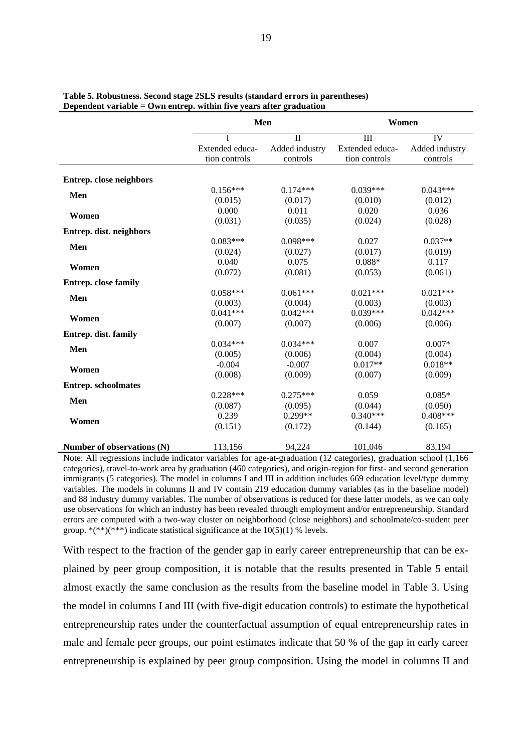**Table 5. Robustness. Second stage 2SLS results (standard errors in parentheses)**
**Dependent variable = Own entrep. within five years after graduation**

| | Men | | Women | |
|---|---|---|---|---|
| | I<br>Extended education controls | II<br>Added industry controls | III<br>Extended education controls | IV<br>Added industry controls |
| **Entrep. close neighbors** | | | | |
| **Men** | 0.156***<br>(0.015) | 0.174***<br>(0.017) | 0.039***<br>(0.010) | 0.043***<br>(0.012) |
| **Women** | 0.000<br>(0.031) | 0.011<br>(0.035) | 0.020<br>(0.024) | 0.036<br>(0.028) |
| **Entrep. dist. neighbors** | | | | |
| **Men** | 0.083***<br>(0.024) | 0.098***<br>(0.027) | 0.027<br>(0.017) | 0.037**<br>(0.019) |
| **Women** | 0.040<br>(0.072) | 0.075<br>(0.081) | 0.088*<br>(0.053) | 0.117<br>(0.061) |
| **Entrep. close family** | | | | |
| **Men** | 0.058***<br>(0.003) | 0.061***<br>(0.004) | 0.021***<br>(0.003) | 0.021***<br>(0.003) |
| **Women** | 0.041***<br>(0.007) | 0.042***<br>(0.007) | 0.039***<br>(0.006) | 0.042***<br>(0.006) |
| **Entrep. dist. family** | | | | |
| **Men** | 0.034***<br>(0.005) | 0.034***<br>(0.006) | 0.007<br>(0.004) | 0.007*<br>(0.004) |
| **Women** | -0.004<br>(0.008) | -0.007<br>(0.009) | 0.017**<br>(0.007) | 0.018**<br>(0.009) |
| **Entrep. schoolmates** | | | | |
| **Men** | 0.228***<br>(0.087) | 0.275***<br>(0.095) | 0.059<br>(0.044) | 0.085*<br>(0.050) |
| **Women** | 0.239<br>(0.151) | 0.299**<br>(0.172) | 0.340***<br>(0.144) | 0.408***<br>(0.165) |
| **Number of observations (N)** | 113,156 | 94,224 | 101,046 | 83,194 |

Note: All regressions include indicator variables for age-at-graduation (12 categories), graduation school (1,166 categories), travel-to-work area by graduation (460 categories), and origin-region for first- and second generation immigrants (5 categories). The model in columns I and III in addition includes 669 education level/type dummy variables. The models in columns II and IV contain 219 education dummy variables (as in the baseline model) and 88 industry dummy variables. The number of observations is reduced for these latter models, as we can only use observations for which an industry has been revealed through employment and/or entrepreneurship. Standard errors are computed with a two-way cluster on neighborhood (close neighbors) and schoolmate/co-student peer group. *(**)(***) indicate statistical significance at the 10(5)(1) % levels.

With respect to the fraction of the gender gap in early career entrepreneurship that can be explained by peer group composition, it is notable that the results presented in Table 5 entail almost exactly the same conclusion as the results from the baseline model in Table 3. Using the model in columns I and III (with five-digit education controls) to estimate the hypothetical entrepreneurship rates under the counterfactual assumption of equal entrepreneurship rates in male and female peer groups, our point estimates indicate that 50 % of the gap in early career entrepreneurship is explained by peer group composition. Using the model in columns II and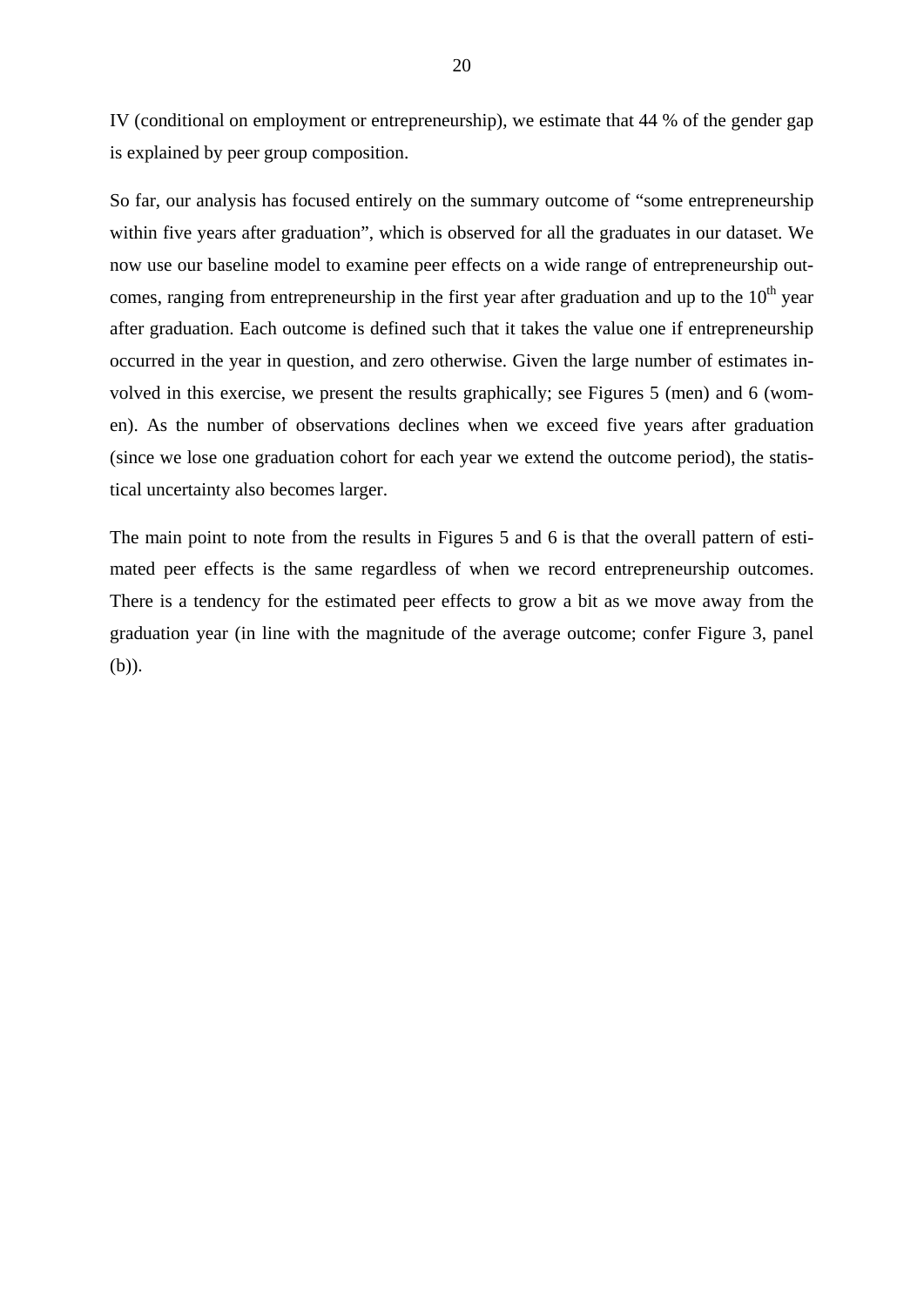IV (conditional on employment or entrepreneurship), we estimate that 44 % of the gender gap is explained by peer group composition.

So far, our analysis has focused entirely on the summary outcome of "some entrepreneurship within five years after graduation", which is observed for all the graduates in our dataset. We now use our baseline model to examine peer effects on a wide range of entrepreneurship outcomes, ranging from entrepreneurship in the first year after graduation and up to the $10^{th}$ year after graduation. Each outcome is defined such that it takes the value one if entrepreneurship occurred in the year in question, and zero otherwise. Given the large number of estimates involved in this exercise, we present the results graphically; see Figures 5 (men) and 6 (women). As the number of observations declines when we exceed five years after graduation (since we lose one graduation cohort for each year we extend the outcome period), the statistical uncertainty also becomes larger.

The main point to note from the results in Figures 5 and 6 is that the overall pattern of estimated peer effects is the same regardless of when we record entrepreneurship outcomes. There is a tendency for the estimated peer effects to grow a bit as we move away from the graduation year (in line with the magnitude of the average outcome; confer Figure 3, panel (b)).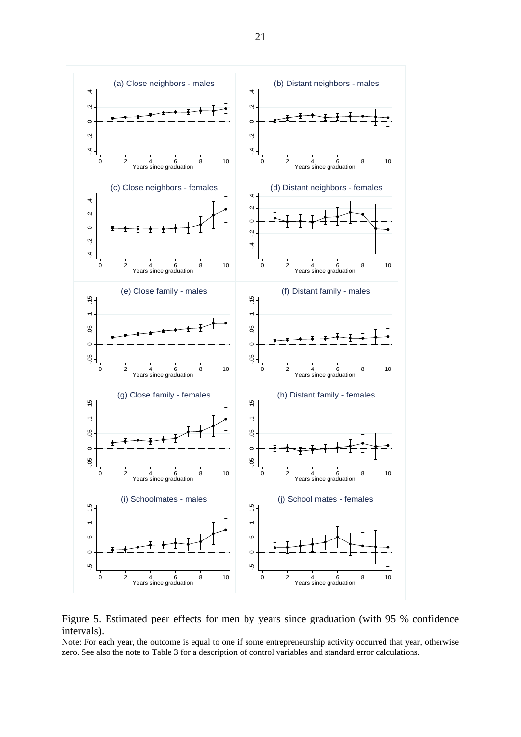Figure 5. Estimated peer effects for men by years since graduation (with 95 % confidence intervals).

Note: For each year, the outcome is equal to one if some entrepreneurship activity occurred that year, otherwise zero. See also the note to Table 3 for a description of control variables and standard error calculations.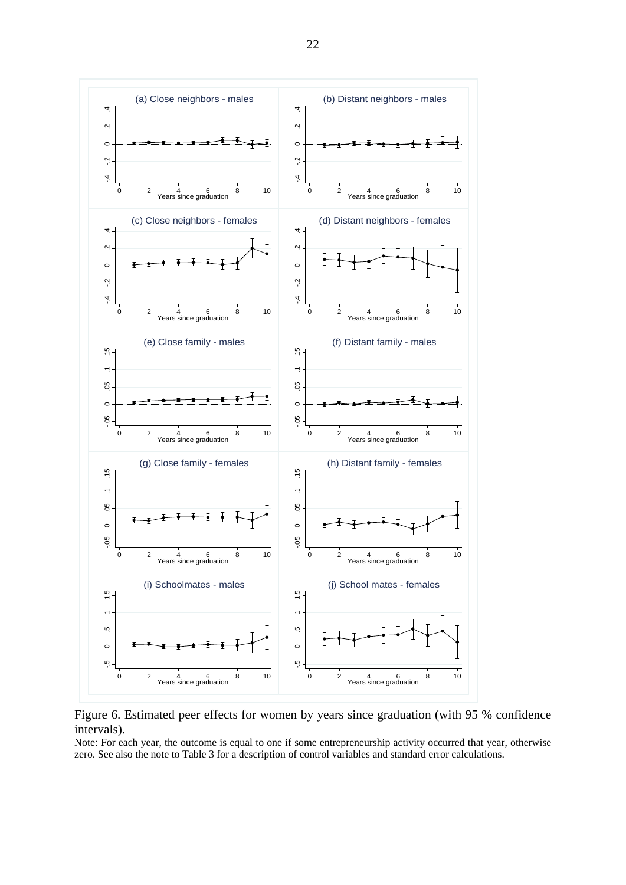Figure 6. Estimated peer effects for women by years since graduation (with 95 % confidence intervals).

Note: For each year, the outcome is equal to one if some entrepreneurship activity occurred that year, otherwise zero. See also the note to Table 3 for a description of control variables and standard error calculations.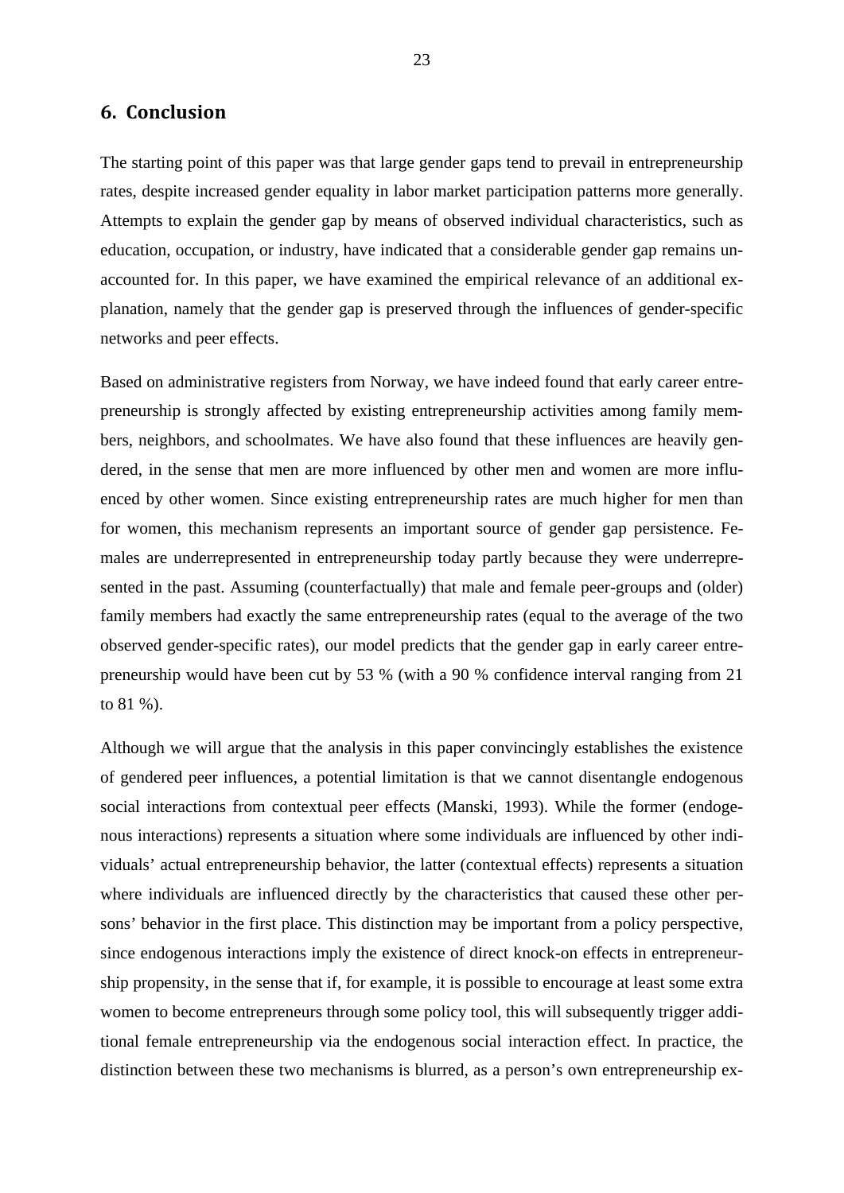## 6. Conclusion

The starting point of this paper was that large gender gaps tend to prevail in entrepreneurship rates, despite increased gender equality in labor market participation patterns more generally. Attempts to explain the gender gap by means of observed individual characteristics, such as education, occupation, or industry, have indicated that a considerable gender gap remains unaccounted for. In this paper, we have examined the empirical relevance of an additional explanation, namely that the gender gap is preserved through the influences of gender-specific networks and peer effects.

Based on administrative registers from Norway, we have indeed found that early career entrepreneurship is strongly affected by existing entrepreneurship activities among family members, neighbors, and schoolmates. We have also found that these influences are heavily gendered, in the sense that men are more influenced by other men and women are more influenced by other women. Since existing entrepreneurship rates are much higher for men than for women, this mechanism represents an important source of gender gap persistence. Females are underrepresented in entrepreneurship today partly because they were underrepresented in the past. Assuming (counterfactually) that male and female peer-groups and (older) family members had exactly the same entrepreneurship rates (equal to the average of the two observed gender-specific rates), our model predicts that the gender gap in early career entrepreneurship would have been cut by 53 % (with a 90 % confidence interval ranging from 21 to 81 %).

Although we will argue that the analysis in this paper convincingly establishes the existence of gendered peer influences, a potential limitation is that we cannot disentangle endogenous social interactions from contextual peer effects (Manski, 1993). While the former (endogenous interactions) represents a situation where some individuals are influenced by other individuals' actual entrepreneurship behavior, the latter (contextual effects) represents a situation where individuals are influenced directly by the characteristics that caused these other persons' behavior in the first place. This distinction may be important from a policy perspective, since endogenous interactions imply the existence of direct knock-on effects in entrepreneurship propensity, in the sense that if, for example, it is possible to encourage at least some extra women to become entrepreneurs through some policy tool, this will subsequently trigger additional female entrepreneurship via the endogenous social interaction effect. In practice, the distinction between these two mechanisms is blurred, as a person's own entrepreneurship ex-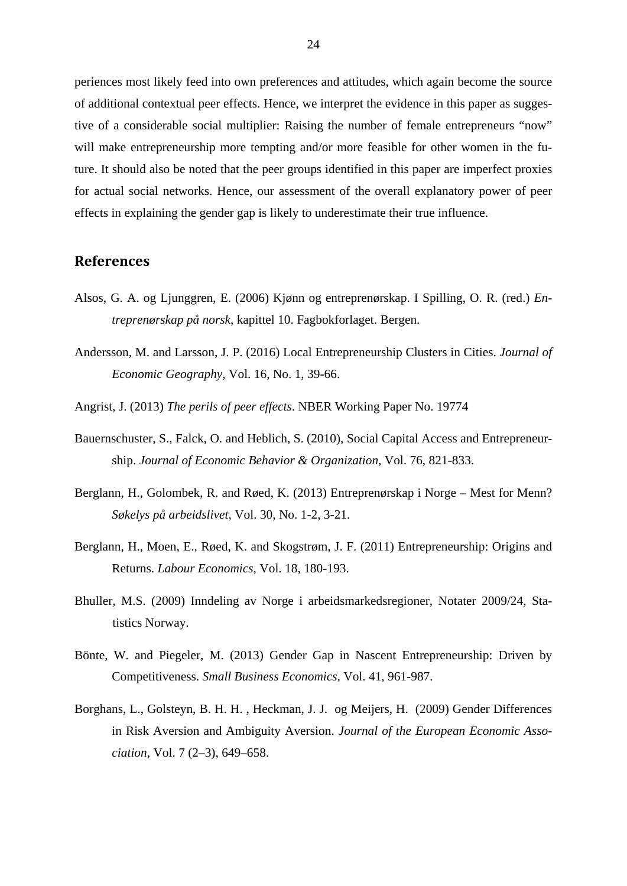periences most likely feed into own preferences and attitudes, which again become the source of additional contextual peer effects. Hence, we interpret the evidence in this paper as suggestive of a considerable social multiplier: Raising the number of female entrepreneurs "now" will make entrepreneurship more tempting and/or more feasible for other women in the future. It should also be noted that the peer groups identified in this paper are imperfect proxies for actual social networks. Hence, our assessment of the overall explanatory power of peer effects in explaining the gender gap is likely to underestimate their true influence.

## References

Alsos, G. A. og Ljunggren, E. (2006) Kjønn og entreprenørskap. I Spilling, O. R. (red.) *Entreprenørskap på norsk*, kapittel 10. Fagbokforlaget. Bergen.

Andersson, M. and Larsson, J. P. (2016) Local Entrepreneurship Clusters in Cities. *Journal of Economic Geography*, Vol. 16, No. 1, 39-66.

Angrist, J. (2013) *The perils of peer effects*. NBER Working Paper No. 19774

Bauernschuster, S., Falck, O. and Heblich, S. (2010), Social Capital Access and Entrepreneurship. *Journal of Economic Behavior & Organization*, Vol. 76, 821-833.

Berglann, H., Golombek, R. and Røed, K. (2013) Entreprenørskap i Norge – Mest for Menn? *Søkelys på arbeidslivet*, Vol. 30, No. 1-2, 3-21.

Berglann, H., Moen, E., Røed, K. and Skogstrøm, J. F. (2011) Entrepreneurship: Origins and Returns. *Labour Economics*, Vol. 18, 180-193.

Bhuller, M.S. (2009) Inndeling av Norge i arbeidsmarkedsregioner, Notater 2009/24, Statistics Norway.

Bönte, W. and Piegeler, M. (2013) Gender Gap in Nascent Entrepreneurship: Driven by Competitiveness. *Small Business Economics*, Vol. 41, 961-987.

Borghans, L., Golsteyn, B. H. H. , Heckman, J. J. og Meijers, H. (2009) Gender Differences in Risk Aversion and Ambiguity Aversion. *Journal of the European Economic Association*, Vol. 7 (2–3), 649–658.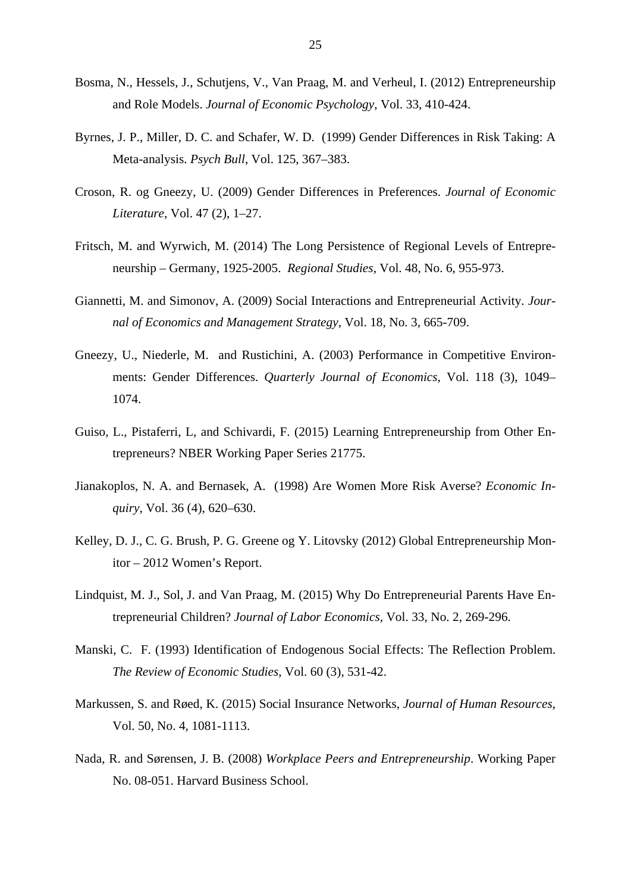Bosma, N., Hessels, J., Schutjens, V., Van Praag, M. and Verheul, I. (2012) Entrepreneurship and Role Models. *Journal of Economic Psychology*, Vol. 33, 410-424.

Byrnes, J. P., Miller, D. C. and Schafer, W. D. (1999) Gender Differences in Risk Taking: A Meta-analysis. *Psych Bull*, Vol. 125, 367–383.

Croson, R. og Gneezy, U. (2009) Gender Differences in Preferences. *Journal of Economic Literature*, Vol. 47 (2), 1–27.

Fritsch, M. and Wyrwich, M. (2014) The Long Persistence of Regional Levels of Entrepreneurship – Germany, 1925-2005. *Regional Studies*, Vol. 48, No. 6, 955-973.

Giannetti, M. and Simonov, A. (2009) Social Interactions and Entrepreneurial Activity. *Journal of Economics and Management Strategy*, Vol. 18, No. 3, 665-709.

Gneezy, U., Niederle, M. and Rustichini, A. (2003) Performance in Competitive Environments: Gender Differences. *Quarterly Journal of Economics*, Vol. 118 (3), 1049–1074.

Guiso, L., Pistaferri, L, and Schivardi, F. (2015) Learning Entrepreneurship from Other Entrepreneurs? NBER Working Paper Series 21775.

Jianakoplos, N. A. and Bernasek, A. (1998) Are Women More Risk Averse? *Economic Inquiry*, Vol. 36 (4), 620–630.

Kelley, D. J., C. G. Brush, P. G. Greene og Y. Litovsky (2012) Global Entrepreneurship Monitor – 2012 Women's Report.

Lindquist, M. J., Sol, J. and Van Praag, M. (2015) Why Do Entrepreneurial Parents Have Entrepreneurial Children? *Journal of Labor Economics*, Vol. 33, No. 2, 269-296.

Manski, C. F. (1993) Identification of Endogenous Social Effects: The Reflection Problem. *The Review of Economic Studies*, Vol. 60 (3), 531-42.

Markussen, S. and Røed, K. (2015) Social Insurance Networks, *Journal of Human Resources*, Vol. 50, No. 4, 1081-1113.

Nada, R. and Sørensen, J. B. (2008) *Workplace Peers and Entrepreneurship*. Working Paper No. 08-051. Harvard Business School.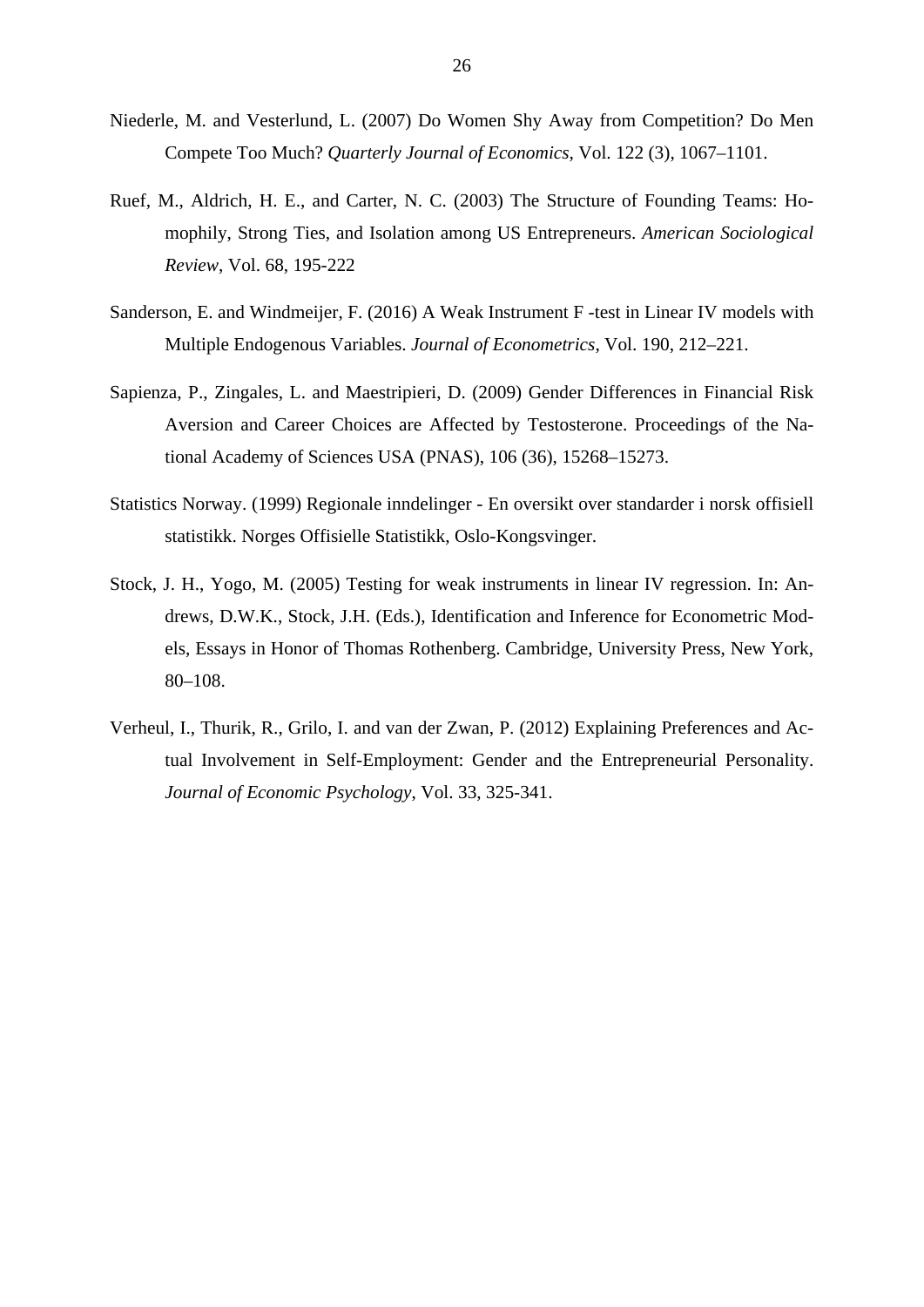Niederle, M. and Vesterlund, L. (2007) Do Women Shy Away from Competition? Do Men Compete Too Much? *Quarterly Journal of Economics*, Vol. 122 (3), 1067–1101.

Ruef, M., Aldrich, H. E., and Carter, N. C. (2003) The Structure of Founding Teams: Homophily, Strong Ties, and Isolation among US Entrepreneurs. *American Sociological Review*, Vol. 68, 195-222

Sanderson, E. and Windmeijer, F. (2016) A Weak Instrument F -test in Linear IV models with Multiple Endogenous Variables. *Journal of Econometrics*, Vol. 190, 212–221.

Sapienza, P., Zingales, L. and Maestripieri, D. (2009) Gender Differences in Financial Risk Aversion and Career Choices are Affected by Testosterone. Proceedings of the National Academy of Sciences USA (PNAS), 106 (36), 15268–15273.

Statistics Norway. (1999) Regionale inndelinger - En oversikt over standarder i norsk offisiell statistikk. Norges Offisielle Statistikk, Oslo-Kongsvinger.

Stock, J. H., Yogo, M. (2005) Testing for weak instruments in linear IV regression. In: Andrews, D.W.K., Stock, J.H. (Eds.), Identification and Inference for Econometric Models, Essays in Honor of Thomas Rothenberg. Cambridge, University Press, New York, 80–108.

Verheul, I., Thurik, R., Grilo, I. and van der Zwan, P. (2012) Explaining Preferences and Actual Involvement in Self-Employment: Gender and the Entrepreneurial Personality. *Journal of Economic Psychology*, Vol. 33, 325-341.